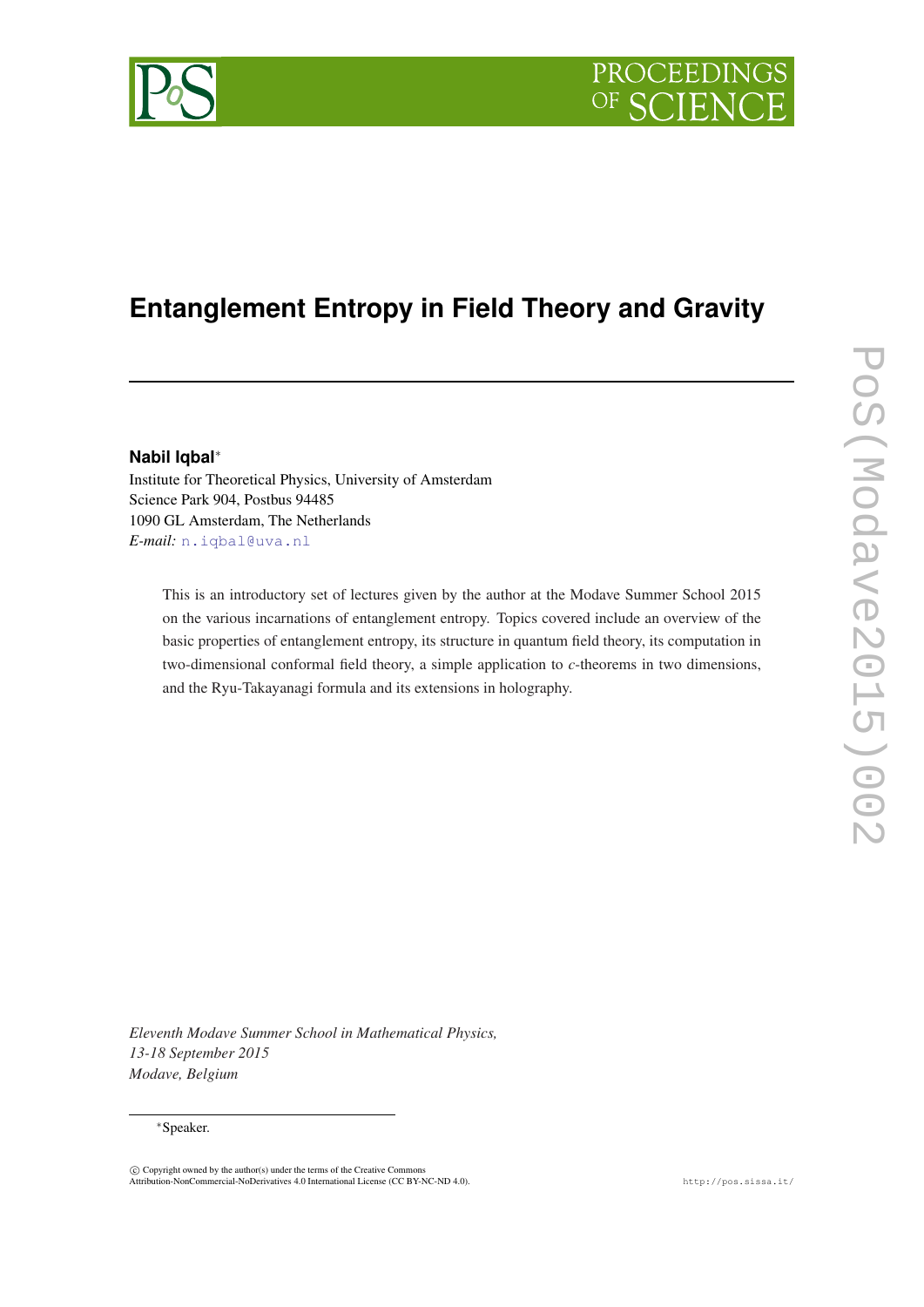# Entanglement Entropy in Field Theory and Gravity

**Nabil Iqbal***

Institute for Theoretical Physics, University of Amsterdam
Science Park 904, Postbus 94485
1090 GL Amsterdam, The Netherlands
*E-mail:* n.iqbal@uva.nl

This is an introductory set of lectures given by the author at the Modave Summer School 2015 on the various incarnations of entanglement entropy. Topics covered include an overview of the basic properties of entanglement entropy, its structure in quantum field theory, its computation in two-dimensional conformal field theory, a simple application to $c$-theorems in two dimensions, and the Ryu-Takayanagi formula and its extensions in holography.

*Eleventh Modave Summer School in Mathematical Physics,*
*13-18 September 2015*
*Modave, Belgium*

*Speaker.

© Copyright owned by the author(s) under the terms of the Creative Commons Attribution-NonCommercial-NoDerivatives 4.0 International License (CC BY-NC-ND 4.0).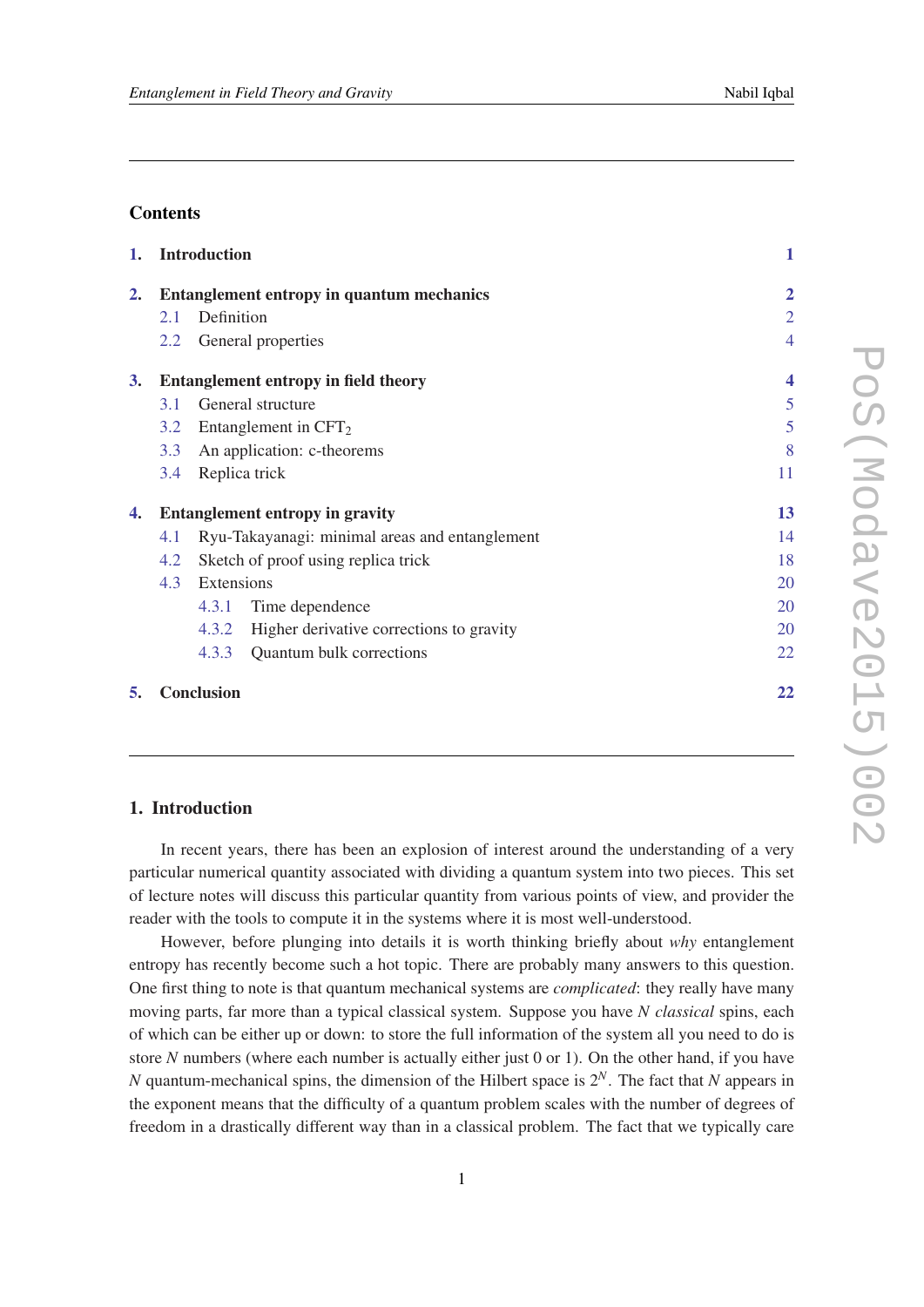## Contents

| | | |
|---|---|---|
| **1.** | **Introduction** | **1** |
| **2.** | **Entanglement entropy in quantum mechanics** | **2** |
| 2.1 | Definition | 2 |
| 2.2 | General properties | 4 |
| **3.** | **Entanglement entropy in field theory** | **4** |
| 3.1 | General structure | 5 |
| 3.2 | Entanglement in $CFT_2$ | 5 |
| 3.3 | An application: c-theorems | 8 |
| 3.4 | Replica trick | 11 |
| **4.** | **Entanglement entropy in gravity** | **13** |
| 4.1 | Ryu-Takayanagi: minimal areas and entanglement | 14 |
| 4.2 | Sketch of proof using replica trick | 18 |
| 4.3 | Extensions | 20 |
| 4.3.1 | Time dependence | 20 |
| 4.3.2 | Higher derivative corrections to gravity | 20 |
| 4.3.3 | Quantum bulk corrections | 22 |
| **5.** | **Conclusion** | **22** |

## 1. Introduction

In recent years, there has been an explosion of interest around the understanding of a very particular numerical quantity associated with dividing a quantum system into two pieces. This set of lecture notes will discuss this particular quantity from various points of view, and provider the reader with the tools to compute it in the systems where it is most well-understood.

However, before plunging into details it is worth thinking briefly about *why* entanglement entropy has recently become such a hot topic. There are probably many answers to this question. One first thing to note is that quantum mechanical systems are *complicated*: they really have many moving parts, far more than a typical classical system. Suppose you have $N$ *classical* spins, each of which can be either up or down: to store the full information of the system all you need to do is store $N$ numbers (where each number is actually either just 0 or 1). On the other hand, if you have $N$ quantum-mechanical spins, the dimension of the Hilbert space is $2^N$. The fact that $N$ appears in the exponent means that the difficulty of a quantum problem scales with the number of degrees of freedom in a drastically different way than in a classical problem. The fact that we typically care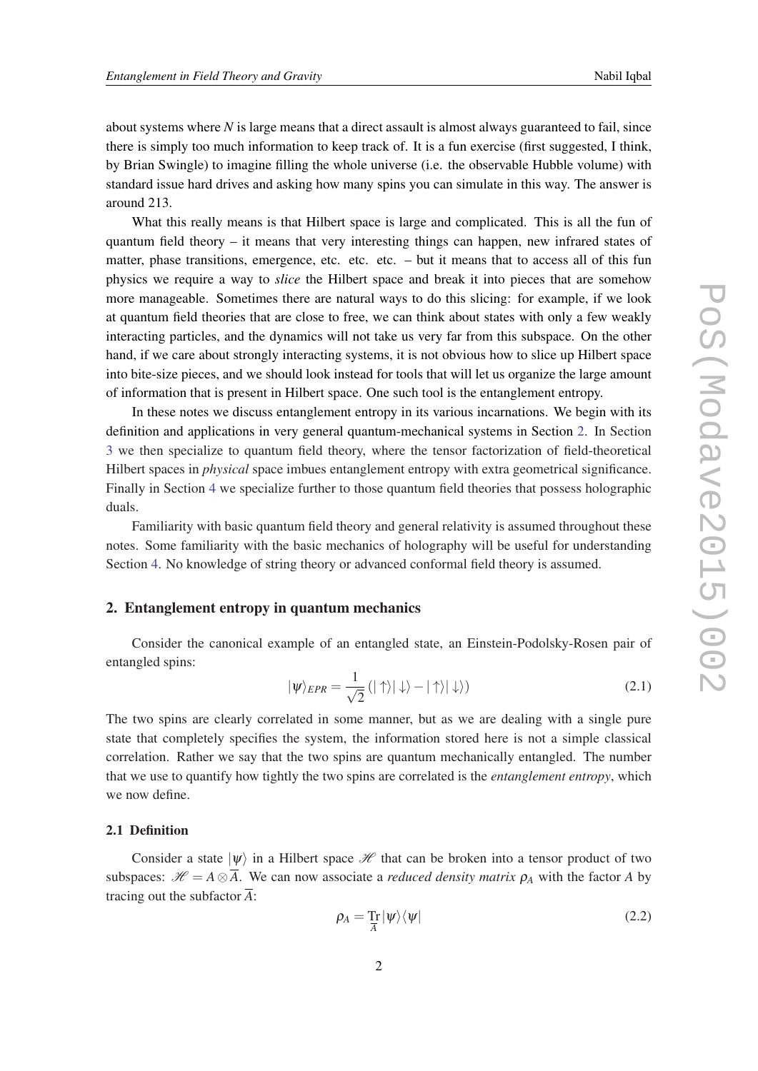about systems where $N$ is large means that a direct assault is almost always guaranteed to fail, since there is simply too much information to keep track of. It is a fun exercise (first suggested, I think, by Brian Swingle) to imagine filling the whole universe (i.e. the observable Hubble volume) with standard issue hard drives and asking how many spins you can simulate in this way. The answer is around 213.

What this really means is that Hilbert space is large and complicated. This is all the fun of quantum field theory – it means that very interesting things can happen, new infrared states of matter, phase transitions, emergence, etc. etc. etc. – but it means that to access all of this fun physics we require a way to *slice* the Hilbert space and break it into pieces that are somehow more manageable. Sometimes there are natural ways to do this slicing: for example, if we look at quantum field theories that are close to free, we can think about states with only a few weakly interacting particles, and the dynamics will not take us very far from this subspace. On the other hand, if we care about strongly interacting systems, it is not obvious how to slice up Hilbert space into bite-size pieces, and we should look instead for tools that will let us organize the large amount of information that is present in Hilbert space. One such tool is the entanglement entropy.

In these notes we discuss entanglement entropy in its various incarnations. We begin with its definition and applications in very general quantum-mechanical systems in Section 2. In Section 3 we then specialize to quantum field theory, where the tensor factorization of field-theoretical Hilbert spaces in *physical* space imbues entanglement entropy with extra geometrical significance. Finally in Section 4 we specialize further to those quantum field theories that possess holographic duals.

Familiarity with basic quantum field theory and general relativity is assumed throughout these notes. Some familiarity with the basic mechanics of holography will be useful for understanding Section 4. No knowledge of string theory or advanced conformal field theory is assumed.

## 2. Entanglement entropy in quantum mechanics

Consider the canonical example of an entangled state, an Einstein-Podolsky-Rosen pair of entangled spins:

$$|\psi\rangle_{EPR} = \frac{1}{\sqrt{2}}\left(|\uparrow\rangle|\downarrow\rangle - |\uparrow\rangle|\downarrow\rangle\right) \tag{2.1}$$

The two spins are clearly correlated in some manner, but as we are dealing with a single pure state that completely specifies the system, the information stored here is not a simple classical correlation. Rather we say that the two spins are quantum mechanically entangled. The number that we use to quantify how tightly the two spins are correlated is the *entanglement entropy*, which we now define.

### 2.1 Definition

Consider a state $|\psi\rangle$ in a Hilbert space $\mathscr{H}$ that can be broken into a tensor product of two subspaces: $\mathscr{H} = A \otimes \overline{A}$. We can now associate a *reduced density matrix* $\rho_A$ with the factor $A$ by tracing out the subfactor $\overline{A}$:

$$\rho_A = \operatorname*{Tr}_{\overline{A}} |\psi\rangle\langle\psi| \tag{2.2}$$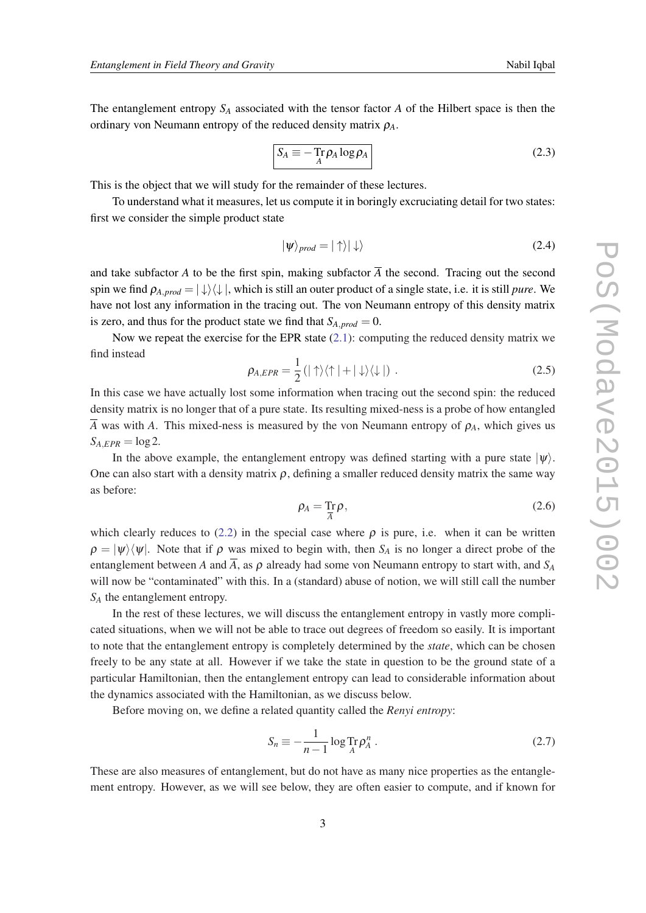The entanglement entropy $S_A$ associated with the tensor factor $A$ of the Hilbert space is then the ordinary von Neumann entropy of the reduced density matrix $\rho_A$.

$$\boxed{S_A \equiv -\operatorname*{Tr}_A \rho_A \log \rho_A} \tag{2.3}$$

This is the object that we will study for the remainder of these lectures.

To understand what it measures, let us compute it in boringly excruciating detail for two states: first we consider the simple product state

$$|\psi\rangle_{prod} = |\uparrow\rangle|\downarrow\rangle \tag{2.4}$$

and take subfactor $A$ to be the first spin, making subfactor $\overline{A}$ the second. Tracing out the second spin we find $\rho_{A,prod} = |\downarrow\rangle\langle\downarrow|$, which is still an outer product of a single state, i.e. it is still *pure*. We have not lost any information in the tracing out. The von Neumann entropy of this density matrix is zero, and thus for the product state we find that $S_{A,prod} = 0$.

Now we repeat the exercise for the EPR state (2.1): computing the reduced density matrix we find instead

$$\rho_{A,EPR} = \frac{1}{2}\left(|\uparrow\rangle\langle\uparrow| + |\downarrow\rangle\langle\downarrow|\right) \ . \tag{2.5}$$

In this case we have actually lost some information when tracing out the second spin: the reduced density matrix is no longer that of a pure state. Its resulting mixed-ness is a probe of how entangled $\overline{A}$ was with $A$. This mixed-ness is measured by the von Neumann entropy of $\rho_A$, which gives us $S_{A,EPR} = \log 2$.

In the above example, the entanglement entropy was defined starting with a pure state $|\psi\rangle$. One can also start with a density matrix $\rho$, defining a smaller reduced density matrix the same way as before:

$$\rho_A = \operatorname*{Tr}_{\overline{A}} \rho, \tag{2.6}$$

which clearly reduces to (2.2) in the special case where $\rho$ is pure, i.e. when it can be written $\rho = |\psi\rangle\langle\psi|$. Note that if $\rho$ was mixed to begin with, then $S_A$ is no longer a direct probe of the entanglement between $A$ and $\overline{A}$, as $\rho$ already had some von Neumann entropy to start with, and $S_A$ will now be "contaminated" with this. In a (standard) abuse of notion, we will still call the number $S_A$ the entanglement entropy.

In the rest of these lectures, we will discuss the entanglement entropy in vastly more complicated situations, when we will not be able to trace out degrees of freedom so easily. It is important to note that the entanglement entropy is completely determined by the *state*, which can be chosen freely to be any state at all. However if we take the state in question to be the ground state of a particular Hamiltonian, then the entanglement entropy can lead to considerable information about the dynamics associated with the Hamiltonian, as we discuss below.

Before moving on, we define a related quantity called the *Renyi entropy*:

$$S_n \equiv -\frac{1}{n-1}\log \operatorname*{Tr}_A \rho_A^n \ . \tag{2.7}$$

These are also measures of entanglement, but do not have as many nice properties as the entanglement entropy. However, as we will see below, they are often easier to compute, and if known for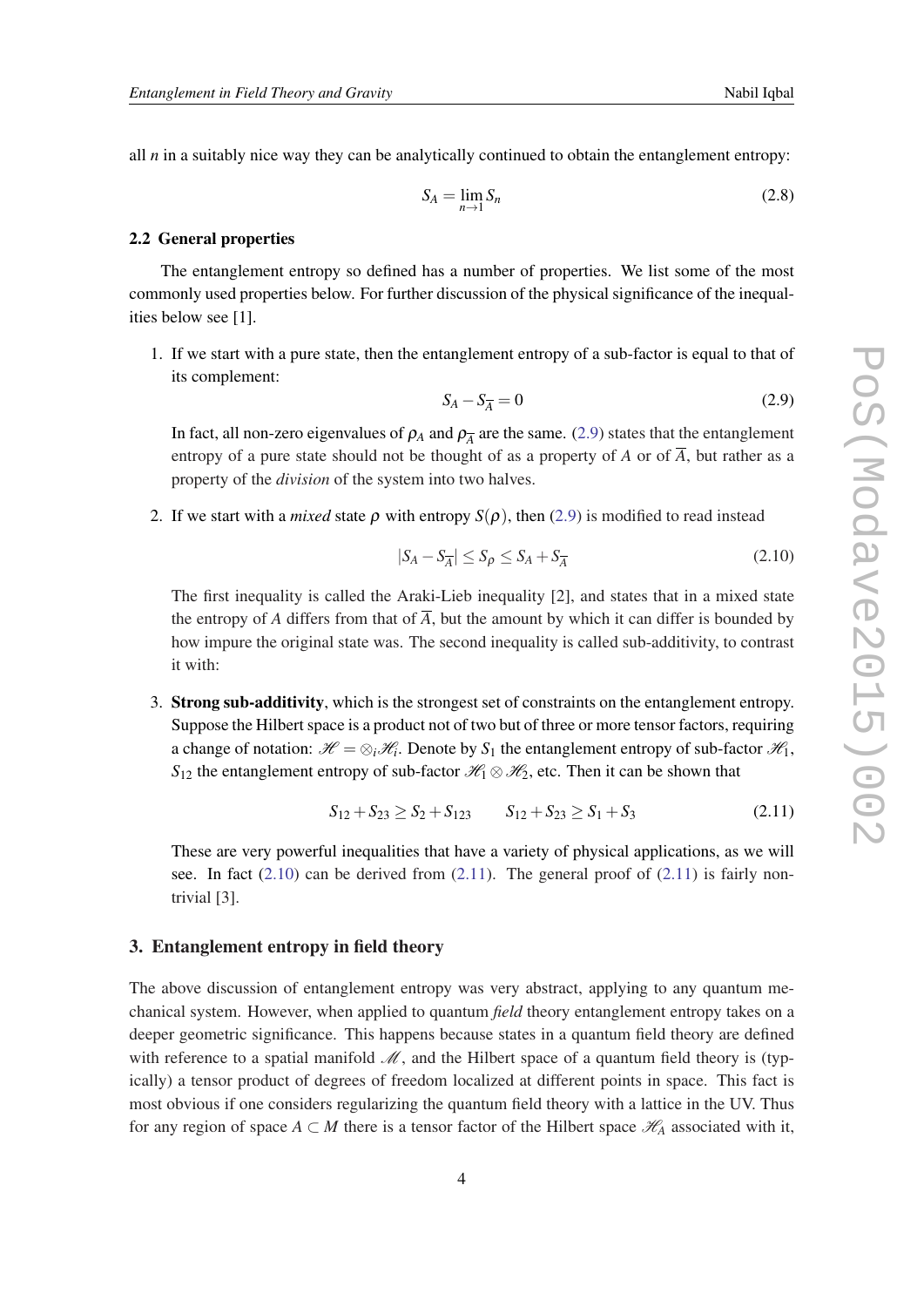all $n$ in a suitably nice way they can be analytically continued to obtain the entanglement entropy:

$$S_A = \lim_{n \to 1} S_n \tag{2.8}$$

### 2.2 General properties

The entanglement entropy so defined has a number of properties. We list some of the most commonly used properties below. For further discussion of the physical significance of the inequalities below see [1].

1. If we start with a pure state, then the entanglement entropy of a sub-factor is equal to that of its complement:

   $$S_A - S_{\overline{A}} = 0 \tag{2.9}$$

   In fact, all non-zero eigenvalues of $\rho_A$ and $\rho_{\overline{A}}$ are the same. (2.9) states that the entanglement entropy of a pure state should not be thought of as a property of $A$ or of $\overline{A}$, but rather as a property of the *division* of the system into two halves.

2. If we start with a *mixed* state $\rho$ with entropy $S(\rho)$, then (2.9) is modified to read instead

   $$|S_A - S_{\overline{A}}| \leq S_\rho \leq S_A + S_{\overline{A}} \tag{2.10}$$

   The first inequality is called the Araki-Lieb inequality [2], and states that in a mixed state the entropy of $A$ differs from that of $\overline{A}$, but the amount by which it can differ is bounded by how impure the original state was. The second inequality is called sub-additivity, to contrast it with:

3. **Strong sub-additivity**, which is the strongest set of constraints on the entanglement entropy. Suppose the Hilbert space is a product not of two but of three or more tensor factors, requiring a change of notation: $\mathscr{H} = \otimes_i \mathscr{H}_i$. Denote by $S_1$ the entanglement entropy of sub-factor $\mathscr{H}_1$, $S_{12}$ the entanglement entropy of sub-factor $\mathscr{H}_1 \otimes \mathscr{H}_2$, etc. Then it can be shown that

   $$S_{12} + S_{23} \geq S_2 + S_{123} \qquad S_{12} + S_{23} \geq S_1 + S_3 \tag{2.11}$$

   These are very powerful inequalities that have a variety of physical applications, as we will see. In fact (2.10) can be derived from (2.11). The general proof of (2.11) is fairly non-trivial [3].

## 3. Entanglement entropy in field theory

The above discussion of entanglement entropy was very abstract, applying to any quantum mechanical system. However, when applied to quantum *field* theory entanglement entropy takes on a deeper geometric significance. This happens because states in a quantum field theory are defined with reference to a spatial manifold $\mathscr{M}$, and the Hilbert space of a quantum field theory is (typically) a tensor product of degrees of freedom localized at different points in space. This fact is most obvious if one considers regularizing the quantum field theory with a lattice in the UV. Thus for any region of space $A \subset M$ there is a tensor factor of the Hilbert space $\mathscr{H}_A$ associated with it,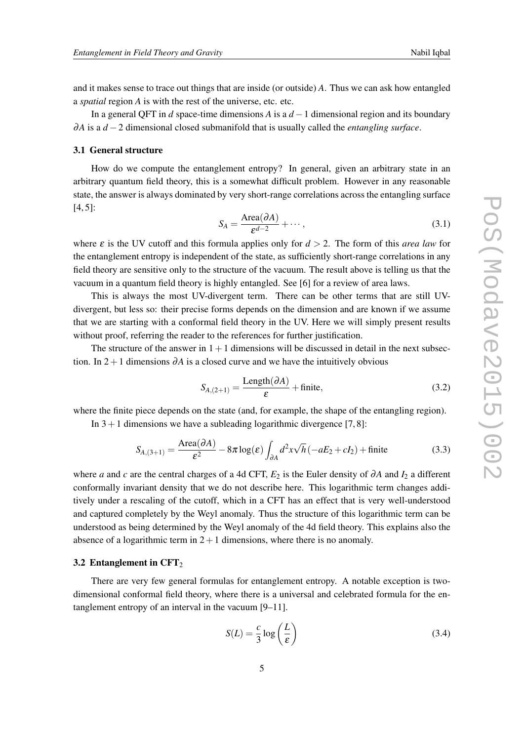and it makes sense to trace out things that are inside (or outside) $A$. Thus we can ask how entangled a *spatial* region $A$ is with the rest of the universe, etc. etc.

In a general QFT in $d$ space-time dimensions $A$ is a $d-1$ dimensional region and its boundary $\partial A$ is a $d-2$ dimensional closed submanifold that is usually called the *entangling surface*.

### 3.1 General structure

How do we compute the entanglement entropy? In general, given an arbitrary state in an arbitrary quantum field theory, this is a somewhat difficult problem. However in any reasonable state, the answer is always dominated by very short-range correlations across the entangling surface [4, 5]:

$$S_A = \frac{\text{Area}(\partial A)}{\varepsilon^{d-2}} + \cdots, \tag{3.1}$$

where $\varepsilon$ is the UV cutoff and this formula applies only for $d > 2$. The form of this *area law* for the entanglement entropy is independent of the state, as sufficiently short-range correlations in any field theory are sensitive only to the structure of the vacuum. The result above is telling us that the vacuum in a quantum field theory is highly entangled. See [6] for a review of area laws.

This is always the most UV-divergent term. There can be other terms that are still UV-divergent, but less so: their precise forms depends on the dimension and are known if we assume that we are starting with a conformal field theory in the UV. Here we will simply present results without proof, referring the reader to the references for further justification.

The structure of the answer in $1+1$ dimensions will be discussed in detail in the next subsection. In $2+1$ dimensions $\partial A$ is a closed curve and we have the intuitively obvious

$$S_{A,(2+1)} = \frac{\text{Length}(\partial A)}{\varepsilon} + \text{finite}, \tag{3.2}$$

where the finite piece depends on the state (and, for example, the shape of the entangling region).

In $3+1$ dimensions we have a subleading logarithmic divergence [7, 8]:

$$S_{A,(3+1)} = \frac{\text{Area}(\partial A)}{\varepsilon^2} - 8\pi \log(\varepsilon) \int_{\partial A} d^2x \sqrt{h}\,(-aE_2 + cI_2) + \text{finite} \tag{3.3}$$

where $a$ and $c$ are the central charges of a 4d CFT, $E_2$ is the Euler density of $\partial A$ and $I_2$ a different conformally invariant density that we do not describe here. This logarithmic term changes additively under a rescaling of the cutoff, which in a CFT has an effect that is very well-understood and captured completely by the Weyl anomaly. Thus the structure of this logarithmic term can be understood as being determined by the Weyl anomaly of the 4d field theory. This explains also the absence of a logarithmic term in $2+1$ dimensions, where there is no anomaly.

### 3.2 Entanglement in CFT$_2$

There are very few general formulas for entanglement entropy. A notable exception is two-dimensional conformal field theory, where there is a universal and celebrated formula for the entanglement entropy of an interval in the vacuum [9–11].

$$S(L) = \frac{c}{3} \log\left(\frac{L}{\varepsilon}\right) \tag{3.4}$$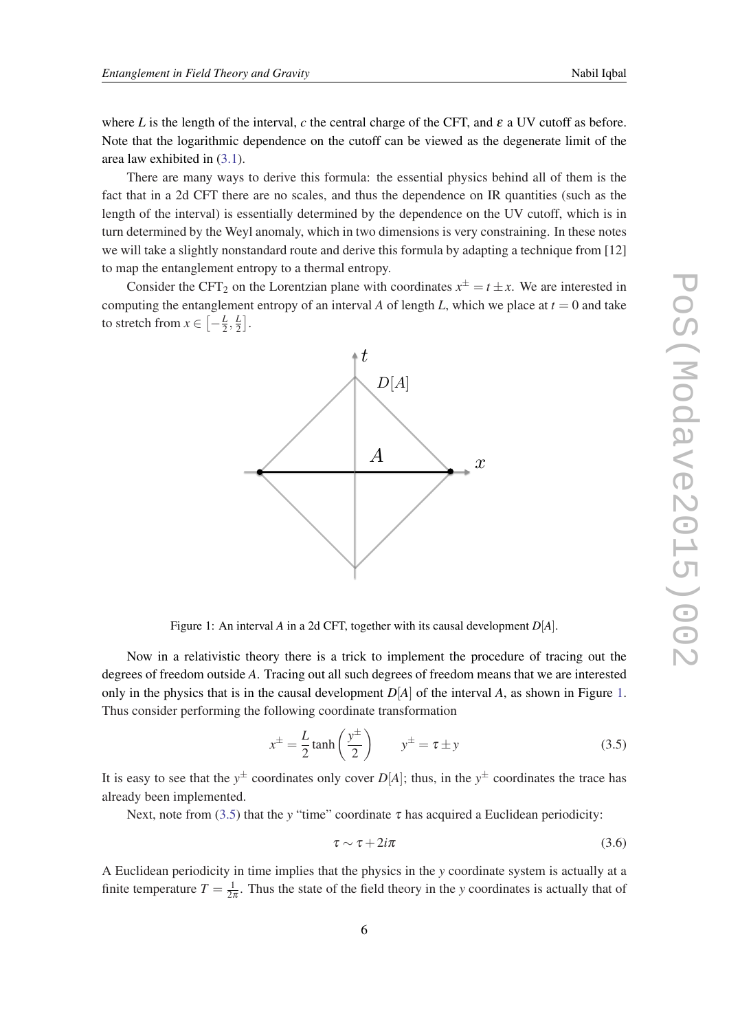where $L$ is the length of the interval, $c$ the central charge of the CFT, and $\varepsilon$ a UV cutoff as before. Note that the logarithmic dependence on the cutoff can be viewed as the degenerate limit of the area law exhibited in (3.1).

There are many ways to derive this formula: the essential physics behind all of them is the fact that in a 2d CFT there are no scales, and thus the dependence on IR quantities (such as the length of the interval) is essentially determined by the dependence on the UV cutoff, which is in turn determined by the Weyl anomaly, which in two dimensions is very constraining. In these notes we will take a slightly nonstandard route and derive this formula by adapting a technique from [12] to map the entanglement entropy to a thermal entropy.

Consider the $\mathrm{CFT}_2$ on the Lorentzian plane with coordinates $x^{\pm} = t \pm x$. We are interested in computing the entanglement entropy of an interval $A$ of length $L$, which we place at $t = 0$ and take to stretch from $x \in \left[-\frac{L}{2}, \frac{L}{2}\right]$.

Figure 1: An interval $A$ in a 2d CFT, together with its causal development $D[A]$.

Now in a relativistic theory there is a trick to implement the procedure of tracing out the degrees of freedom outside $A$. Tracing out all such degrees of freedom means that we are interested only in the physics that is in the causal development $D[A]$ of the interval $A$, as shown in Figure 1. Thus consider performing the following coordinate transformation

$$x^{\pm} = \frac{L}{2}\tanh\left(\frac{y^{\pm}}{2}\right) \qquad y^{\pm} = \tau \pm y \tag{3.5}$$

It is easy to see that the $y^{\pm}$ coordinates only cover $D[A]$; thus, in the $y^{\pm}$ coordinates the trace has already been implemented.

Next, note from (3.5) that the $y$ "time" coordinate $\tau$ has acquired a Euclidean periodicity:

$$\tau \sim \tau + 2i\pi \tag{3.6}$$

A Euclidean periodicity in time implies that the physics in the $y$ coordinate system is actually at a finite temperature $T = \frac{1}{2\pi}$. Thus the state of the field theory in the $y$ coordinates is actually that of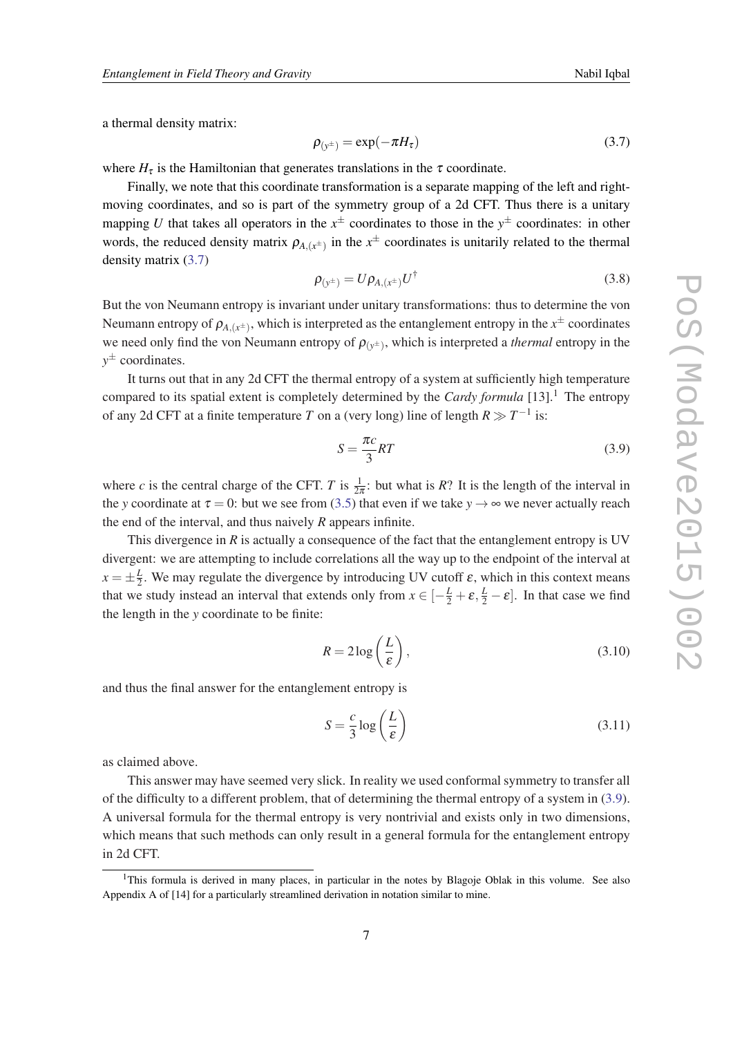a thermal density matrix:

$$\rho_{(y^\pm)} = \exp(-\pi H_\tau) \tag{3.7}$$

where $H_\tau$ is the Hamiltonian that generates translations in the $\tau$ coordinate.

Finally, we note that this coordinate transformation is a separate mapping of the left and right-moving coordinates, and so is part of the symmetry group of a 2d CFT. Thus there is a unitary mapping $U$ that takes all operators in the $x^\pm$ coordinates to those in the $y^\pm$ coordinates: in other words, the reduced density matrix $\rho_{A,(x^\pm)}$ in the $x^\pm$ coordinates is unitarily related to the thermal density matrix (3.7)

$$\rho_{(y^\pm)} = U \rho_{A,(x^\pm)} U^\dagger \tag{3.8}$$

But the von Neumann entropy is invariant under unitary transformations: thus to determine the von Neumann entropy of $\rho_{A,(x^\pm)}$, which is interpreted as the entanglement entropy in the $x^\pm$ coordinates we need only find the von Neumann entropy of $\rho_{(y^\pm)}$, which is interpreted a *thermal* entropy in the $y^\pm$ coordinates.

It turns out that in any 2d CFT the thermal entropy of a system at sufficiently high temperature compared to its spatial extent is completely determined by the *Cardy formula* [13].[1] The entropy of any 2d CFT at a finite temperature $T$ on a (very long) line of length $R \gg T^{-1}$ is:

$$S = \frac{\pi c}{3} R T \tag{3.9}$$

where $c$ is the central charge of the CFT. $T$ is $\frac{1}{2\pi}$: but what is $R$? It is the length of the interval in the $y$ coordinate at $\tau = 0$: but we see from (3.5) that even if we take $y \to \infty$ we never actually reach the end of the interval, and thus naively $R$ appears infinite.

This divergence in $R$ is actually a consequence of the fact that the entanglement entropy is UV divergent: we are attempting to include correlations all the way up to the endpoint of the interval at $x = \pm\frac{L}{2}$. We may regulate the divergence by introducing UV cutoff $\varepsilon$, which in this context means that we study instead an interval that extends only from $x \in [-\frac{L}{2} + \varepsilon, \frac{L}{2} - \varepsilon]$. In that case we find the length in the $y$ coordinate to be finite:

$$R = 2 \log\left(\frac{L}{\varepsilon}\right), \tag{3.10}$$

and thus the final answer for the entanglement entropy is

$$S = \frac{c}{3} \log\left(\frac{L}{\varepsilon}\right) \tag{3.11}$$

as claimed above.

This answer may have seemed very slick. In reality we used conformal symmetry to transfer all of the difficulty to a different problem, that of determining the thermal entropy of a system in (3.9). A universal formula for the thermal entropy is very nontrivial and exists only in two dimensions, which means that such methods can only result in a general formula for the entanglement entropy in 2d CFT.

[1] This formula is derived in many places, in particular in the notes by Blagoje Oblak in this volume. See also Appendix A of [14] for a particularly streamlined derivation in notation similar to mine.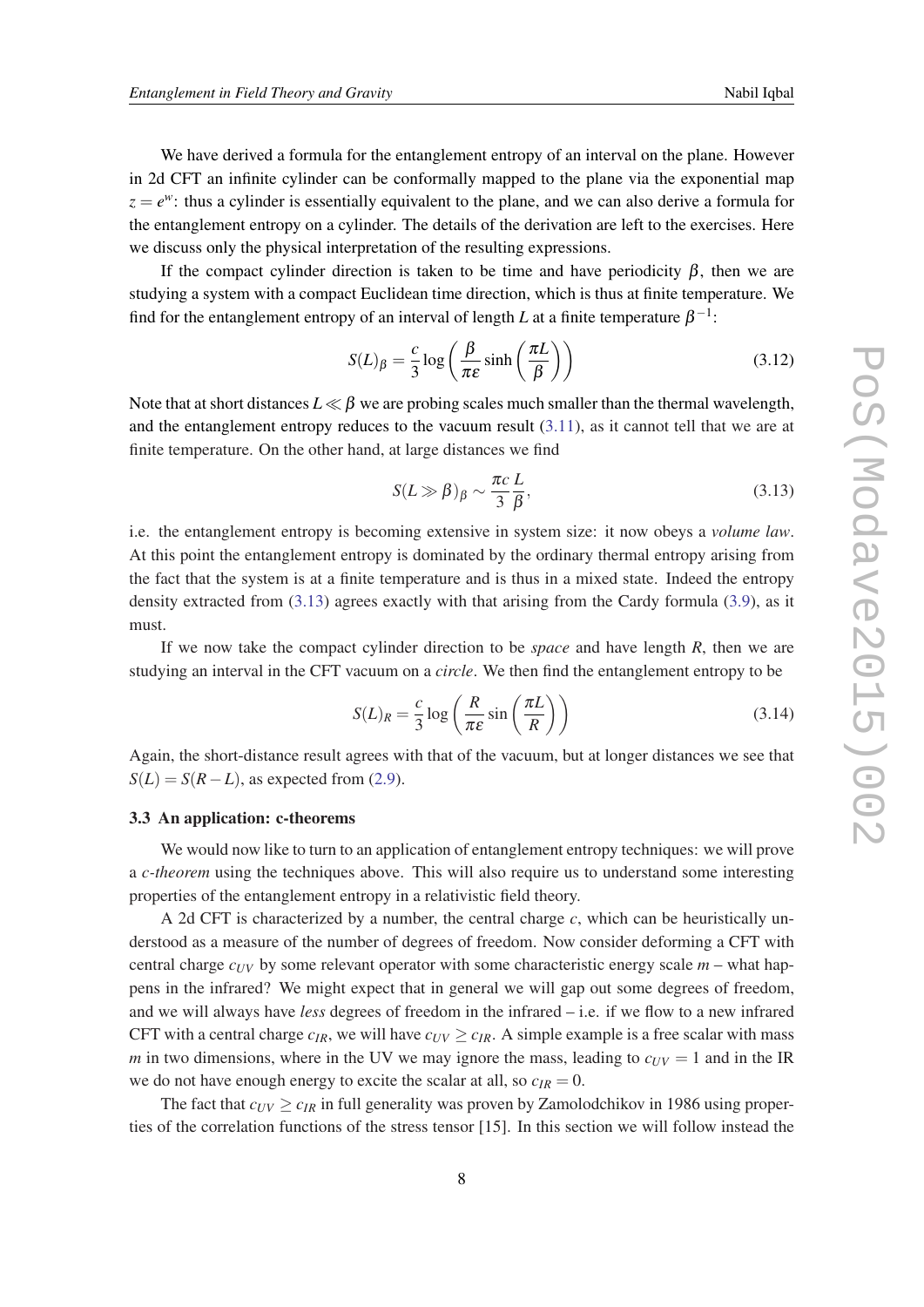We have derived a formula for the entanglement entropy of an interval on the plane. However in 2d CFT an infinite cylinder can be conformally mapped to the plane via the exponential map $z = e^w$: thus a cylinder is essentially equivalent to the plane, and we can also derive a formula for the entanglement entropy on a cylinder. The details of the derivation are left to the exercises. Here we discuss only the physical interpretation of the resulting expressions.

If the compact cylinder direction is taken to be time and have periodicity $\beta$, then we are studying a system with a compact Euclidean time direction, which is thus at finite temperature. We find for the entanglement entropy of an interval of length $L$ at a finite temperature $\beta^{-1}$:

$$S(L)_\beta = \frac{c}{3}\log\left(\frac{\beta}{\pi\epsilon}\sinh\left(\frac{\pi L}{\beta}\right)\right) \tag{3.12}$$

Note that at short distances $L \ll \beta$ we are probing scales much smaller than the thermal wavelength, and the entanglement entropy reduces to the vacuum result (3.11), as it cannot tell that we are at finite temperature. On the other hand, at large distances we find

$$S(L \gg \beta)_\beta \sim \frac{\pi c}{3}\frac{L}{\beta}, \tag{3.13}$$

i.e. the entanglement entropy is becoming extensive in system size: it now obeys a *volume law*. At this point the entanglement entropy is dominated by the ordinary thermal entropy arising from the fact that the system is at a finite temperature and is thus in a mixed state. Indeed the entropy density extracted from (3.13) agrees exactly with that arising from the Cardy formula (3.9), as it must.

If we now take the compact cylinder direction to be *space* and have length $R$, then we are studying an interval in the CFT vacuum on a *circle*. We then find the entanglement entropy to be

$$S(L)_R = \frac{c}{3}\log\left(\frac{R}{\pi\epsilon}\sin\left(\frac{\pi L}{R}\right)\right) \tag{3.14}$$

Again, the short-distance result agrees with that of the vacuum, but at longer distances we see that $S(L) = S(R-L)$, as expected from (2.9).

### 3.3 An application: c-theorems

We would now like to turn to an application of entanglement entropy techniques: we will prove a *c-theorem* using the techniques above. This will also require us to understand some interesting properties of the entanglement entropy in a relativistic field theory.

A 2d CFT is characterized by a number, the central charge $c$, which can be heuristically understood as a measure of the number of degrees of freedom. Now consider deforming a CFT with central charge $c_{UV}$ by some relevant operator with some characteristic energy scale $m$ – what happens in the infrared? We might expect that in general we will gap out some degrees of freedom, and we will always have *less* degrees of freedom in the infrared – i.e. if we flow to a new infrared CFT with a central charge $c_{IR}$, we will have $c_{UV} \geq c_{IR}$. A simple example is a free scalar with mass $m$ in two dimensions, where in the UV we may ignore the mass, leading to $c_{UV} = 1$ and in the IR we do not have enough energy to excite the scalar at all, so $c_{IR} = 0$.

The fact that $c_{UV} \geq c_{IR}$ in full generality was proven by Zamolodchikov in 1986 using properties of the correlation functions of the stress tensor [15]. In this section we will follow instead the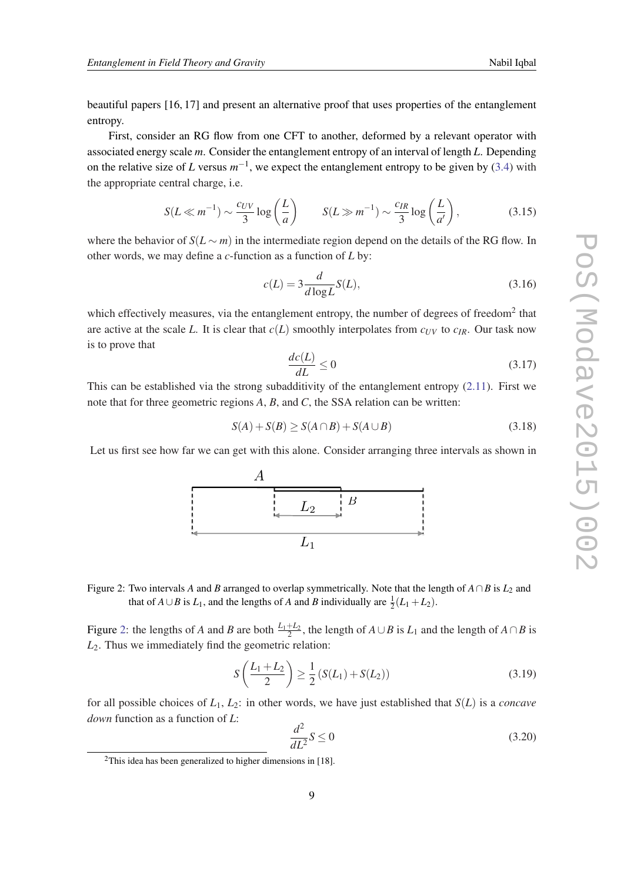beautiful papers [16, 17] and present an alternative proof that uses properties of the entanglement entropy.

First, consider an RG flow from one CFT to another, deformed by a relevant operator with associated energy scale $m$. Consider the entanglement entropy of an interval of length $L$. Depending on the relative size of $L$ versus $m^{-1}$, we expect the entanglement entropy to be given by (3.4) with the appropriate central charge, i.e.

$$S(L \ll m^{-1}) \sim \frac{c_{UV}}{3} \log\left(\frac{L}{a}\right) \qquad S(L \gg m^{-1}) \sim \frac{c_{IR}}{3} \log\left(\frac{L}{a'}\right), \tag{3.15}$$

where the behavior of $S(L \sim m)$ in the intermediate region depend on the details of the RG flow. In other words, we may define a $c$-function as a function of $L$ by:

$$c(L) = 3\frac{d}{d\log L} S(L), \tag{3.16}$$

which effectively measures, via the entanglement entropy, the number of degrees of freedom[2] that are active at the scale $L$. It is clear that $c(L)$ smoothly interpolates from $c_{UV}$ to $c_{IR}$. Our task now is to prove that

$$\frac{dc(L)}{dL} \leq 0 \tag{3.17}$$

This can be established via the strong subadditivity of the entanglement entropy (2.11). First we note that for three geometric regions $A$, $B$, and $C$, the SSA relation can be written:

$$S(A) + S(B) \geq S(A \cap B) + S(A \cup B) \tag{3.18}$$

Let us first see how far we can get with this alone. Consider arranging three intervals as shown in

Figure 2: Two intervals $A$ and $B$ arranged to overlap symmetrically. Note that the length of $A \cap B$ is $L_2$ and that of $A \cup B$ is $L_1$, and the lengths of $A$ and $B$ individually are $\frac{1}{2}(L_1 + L_2)$.

Figure 2: the lengths of $A$ and $B$ are both $\frac{L_1+L_2}{2}$, the length of $A \cup B$ is $L_1$ and the length of $A \cap B$ is $L_2$. Thus we immediately find the geometric relation:

$$S\left(\frac{L_1 + L_2}{2}\right) \geq \frac{1}{2}\left(S(L_1) + S(L_2)\right) \tag{3.19}$$

for all possible choices of $L_1$, $L_2$: in other words, we have just established that $S(L)$ is a *concave down* function as a function of $L$:

$$\frac{d^2}{dL^2} S \leq 0 \tag{3.20}$$

[2] This idea has been generalized to higher dimensions in [18].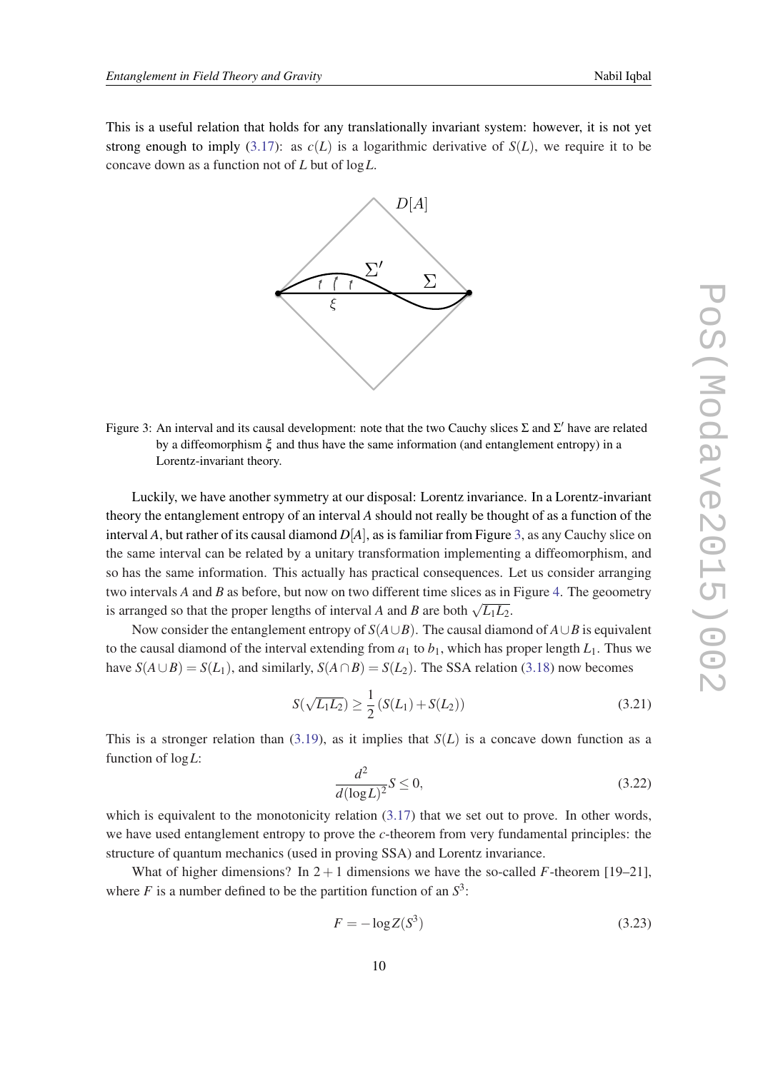This is a useful relation that holds for any translationally invariant system: however, it is not yet strong enough to imply (3.17): as $c(L)$ is a logarithmic derivative of $S(L)$, we require it to be concave down as a function not of $L$ but of $\log L$.

Figure 3: An interval and its causal development: note that the two Cauchy slices $\Sigma$ and $\Sigma'$ have are related by a diffeomorphism $\xi$ and thus have the same information (and entanglement entropy) in a Lorentz-invariant theory.

Luckily, we have another symmetry at our disposal: Lorentz invariance. In a Lorentz-invariant theory the entanglement entropy of an interval $A$ should not really be thought of as a function of the interval $A$, but rather of its causal diamond $D[A]$, as is familiar from Figure 3, as any Cauchy slice on the same interval can be related by a unitary transformation implementing a diffeomorphism, and so has the same information. This actually has practical consequences. Let us consider arranging two intervals $A$ and $B$ as before, but now on two different time slices as in Figure 4. The geoometry is arranged so that the proper lengths of interval $A$ and $B$ are both $\sqrt{L_1 L_2}$.

Now consider the entanglement entropy of $S(A \cup B)$. The causal diamond of $A \cup B$ is equivalent to the causal diamond of the interval extending from $a_1$ to $b_1$, which has proper length $L_1$. Thus we have $S(A \cup B) = S(L_1)$, and similarly, $S(A \cap B) = S(L_2)$. The SSA relation (3.18) now becomes

$$S(\sqrt{L_1 L_2}) \geq \frac{1}{2}\left(S(L_1) + S(L_2)\right) \tag{3.21}$$

This is a stronger relation than (3.19), as it implies that $S(L)$ is a concave down function as a function of $\log L$:

$$\frac{d^2}{d(\log L)^2} S \leq 0, \tag{3.22}$$

which is equivalent to the monotonicity relation (3.17) that we set out to prove. In other words, we have used entanglement entropy to prove the $c$-theorem from very fundamental principles: the structure of quantum mechanics (used in proving SSA) and Lorentz invariance.

What of higher dimensions? In $2+1$ dimensions we have the so-called $F$-theorem [19–21], where $F$ is a number defined to be the partition function of an $S^3$:

$$F = -\log Z(S^3) \tag{3.23}$$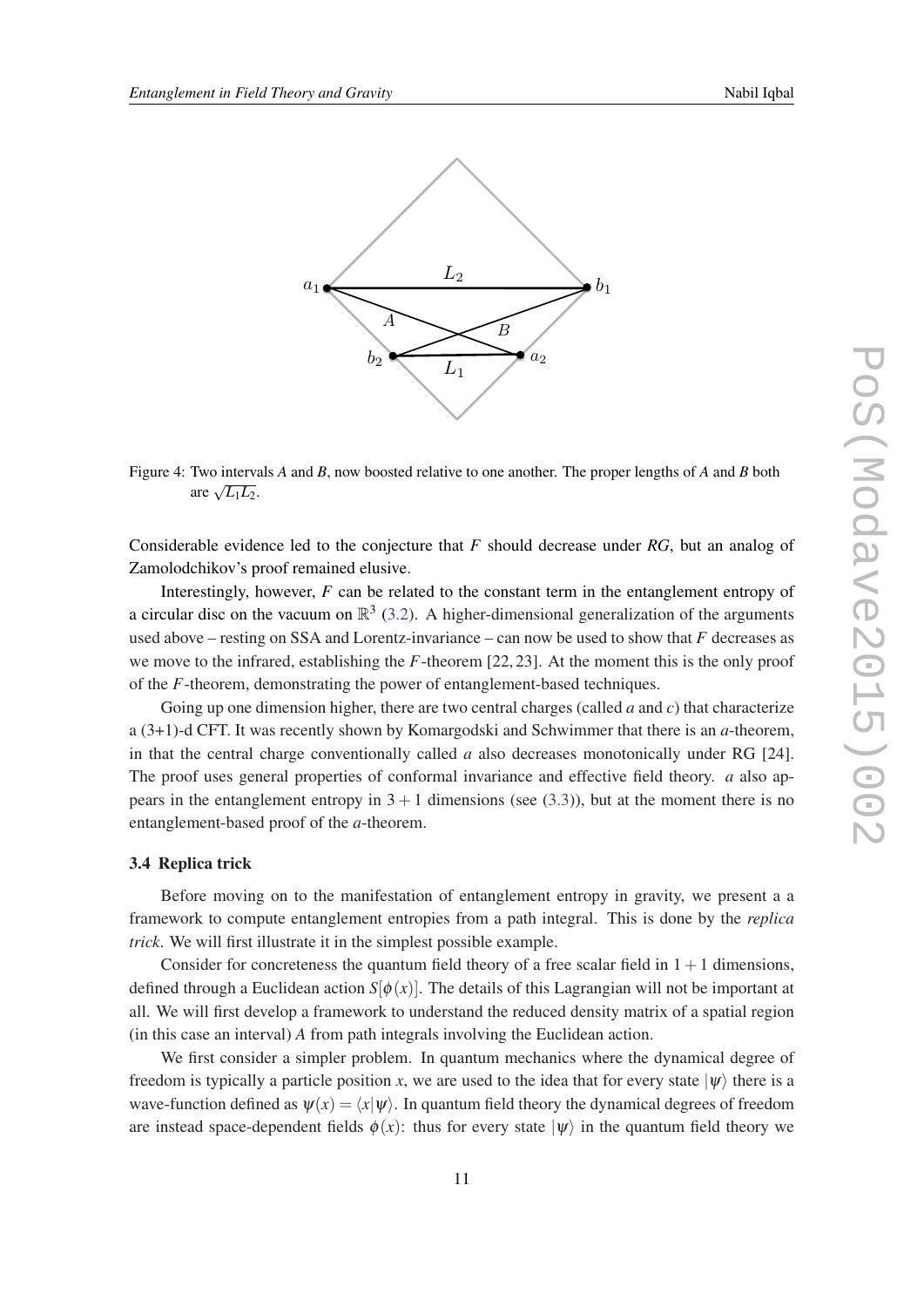Figure 4: Two intervals *A* and *B*, now boosted relative to one another. The proper lengths of *A* and *B* both are $\sqrt{L_1 L_2}$.

Considerable evidence led to the conjecture that $F$ should decrease under *RG*, but an analog of Zamolodchikov's proof remained elusive.

Interestingly, however, $F$ can be related to the constant term in the entanglement entropy of a circular disc on the vacuum on $\mathbb{R}^3$ (3.2). A higher-dimensional generalization of the arguments used above – resting on SSA and Lorentz-invariance – can now be used to show that $F$ decreases as we move to the infrared, establishing the $F$-theorem [22, 23]. At the moment this is the only proof of the $F$-theorem, demonstrating the power of entanglement-based techniques.

Going up one dimension higher, there are two central charges (called $a$ and $c$) that characterize a (3+1)-d CFT. It was recently shown by Komargodski and Schwimmer that there is an $a$-theorem, in that the central charge conventionally called $a$ also decreases monotonically under RG [24]. The proof uses general properties of conformal invariance and effective field theory. $a$ also appears in the entanglement entropy in $3+1$ dimensions (see (3.3)), but at the moment there is no entanglement-based proof of the $a$-theorem.

### 3.4 Replica trick

Before moving on to the manifestation of entanglement entropy in gravity, we present a a framework to compute entanglement entropies from a path integral. This is done by the *replica trick*. We will first illustrate it in the simplest possible example.

Consider for concreteness the quantum field theory of a free scalar field in $1+1$ dimensions, defined through a Euclidean action $S[\phi(x)]$. The details of this Lagrangian will not be important at all. We will first develop a framework to understand the reduced density matrix of a spatial region (in this case an interval) $A$ from path integrals involving the Euclidean action.

We first consider a simpler problem. In quantum mechanics where the dynamical degree of freedom is typically a particle position $x$, we are used to the idea that for every state $|\psi\rangle$ there is a wave-function defined as $\psi(x) = \langle x|\psi\rangle$. In quantum field theory the dynamical degrees of freedom are instead space-dependent fields $\phi(x)$: thus for every state $|\psi\rangle$ in the quantum field theory we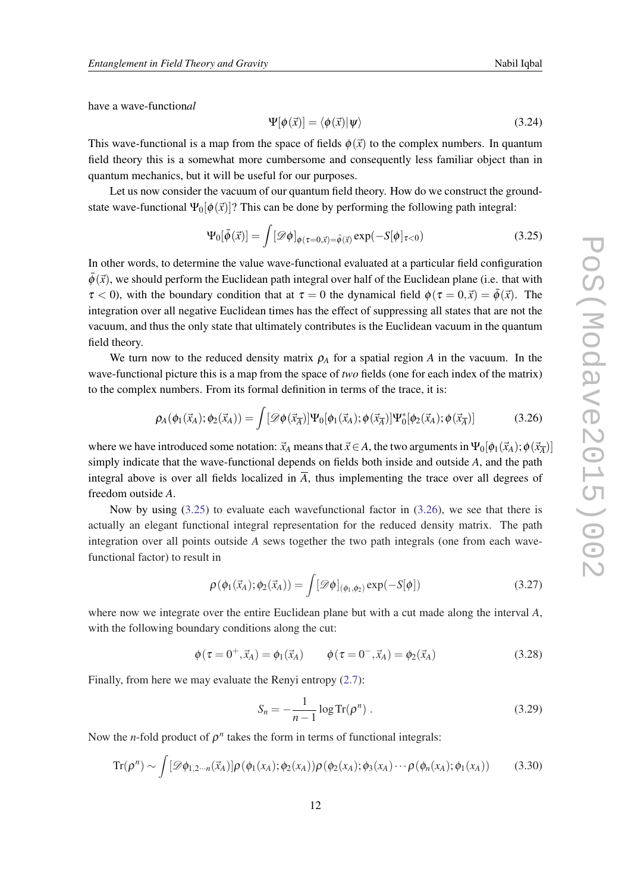have a wave-function*al*

$$\Psi[\phi(\vec{x})] = \langle \phi(\vec{x}) | \psi \rangle \tag{3.24}$$

This wave-functional is a map from the space of fields $\phi(\vec{x})$ to the complex numbers. In quantum field theory this is a somewhat more cumbersome and consequently less familiar object than in quantum mechanics, but it will be useful for our purposes.

Let us now consider the vacuum of our quantum field theory. How do we construct the ground-state wave-functional $\Psi_0[\phi(\vec{x})]$? This can be done by performing the following path integral:

$$\Psi_0[\bar{\phi}(\vec{x})] = \int [\mathscr{D}\phi]_{\phi(\tau=0,\vec{x})=\bar{\phi}(\vec{x})} \exp(-S[\phi]_{\tau<0}) \tag{3.25}$$

In other words, to determine the value wave-functional evaluated at a particular field configuration $\bar{\phi}(\vec{x})$, we should perform the Euclidean path integral over half of the Euclidean plane (i.e. that with $\tau < 0$), with the boundary condition that at $\tau = 0$ the dynamical field $\phi(\tau = 0, \vec{x}) = \bar{\phi}(\vec{x})$. The integration over all negative Euclidean times has the effect of suppressing all states that are not the vacuum, and thus the only state that ultimately contributes is the Euclidean vacuum in the quantum field theory.

We turn now to the reduced density matrix $\rho_A$ for a spatial region $A$ in the vacuum. In the wave-functional picture this is a map from the space of *two* fields (one for each index of the matrix) to the complex numbers. From its formal definition in terms of the trace, it is:

$$\rho_A(\phi_1(\vec{x}_A); \phi_2(\vec{x}_A)) = \int [\mathscr{D}\phi(\vec{x}_{\overline{A}})] \Psi_0[\phi_1(\vec{x}_A); \phi(\vec{x}_{\overline{A}})] \Psi_0^*[\phi_2(\vec{x}_A); \phi(\vec{x}_{\overline{A}})] \tag{3.26}$$

where we have introduced some notation: $\vec{x}_A$ means that $\vec{x} \in A$, the two arguments in $\Psi_0[\phi_1(\vec{x}_A); \phi(\vec{x}_{\overline{A}})]$ simply indicate that the wave-functional depends on fields both inside and outside $A$, and the path integral above is over all fields localized in $\overline{A}$, thus implementing the trace over all degrees of freedom outside $A$.

Now by using (3.25) to evaluate each wavefunctional factor in (3.26), we see that there is actually an elegant functional integral representation for the reduced density matrix. The path integration over all points outside $A$ sews together the two path integrals (one from each wave-functional factor) to result in

$$\rho(\phi_1(\vec{x}_A); \phi_2(\vec{x}_A)) = \int [\mathscr{D}\phi]_{(\phi_1,\phi_2)} \exp(-S[\phi]) \tag{3.27}$$

where now we integrate over the entire Euclidean plane but with a cut made along the interval $A$, with the following boundary conditions along the cut:

$$\phi(\tau = 0^+, \vec{x}_A) = \phi_1(\vec{x}_A) \qquad \phi(\tau = 0^-, \vec{x}_A) = \phi_2(\vec{x}_A) \tag{3.28}$$

Finally, from here we may evaluate the Renyi entropy (2.7):

$$S_n = -\frac{1}{n-1} \log \mathrm{Tr}(\rho^n) \ . \tag{3.29}$$

Now the $n$-fold product of $\rho^n$ takes the form in terms of functional integrals:

$$\mathrm{Tr}(\rho^n) \sim \int [\mathscr{D}\phi_{1,2\cdots n}(\vec{x}_A)] \rho(\phi_1(x_A); \phi_2(x_A)) \rho(\phi_2(x_A); \phi_3(x_A) \cdots \rho(\phi_n(x_A); \phi_1(x_A)) \tag{3.30}$$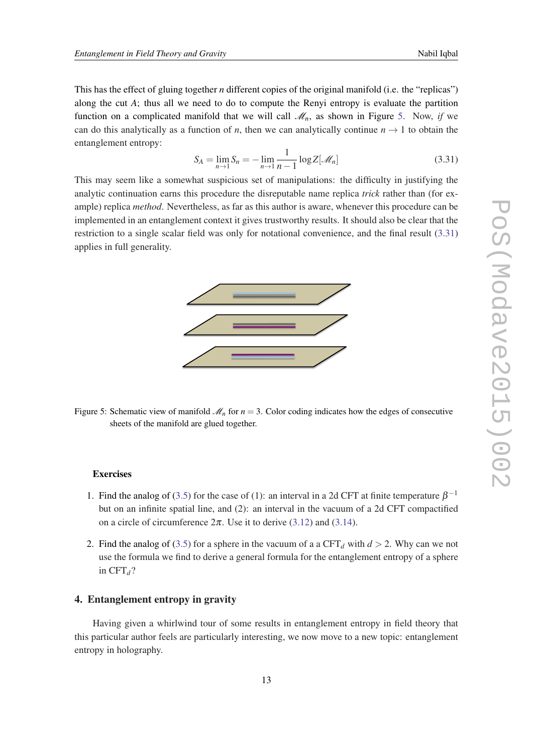This has the effect of gluing together $n$ different copies of the original manifold (i.e. the "replicas") along the cut $A$; thus all we need to do to compute the Renyi entropy is evaluate the partition function on a complicated manifold that we will call $\mathscr{M}_n$, as shown in Figure 5. Now, *if* we can do this analytically as a function of $n$, then we can analytically continue $n \to 1$ to obtain the entanglement entropy:

$$S_A = \lim_{n\to 1} S_n = -\lim_{n\to 1} \frac{1}{n-1} \log Z[\mathscr{M}_n] \tag{3.31}$$

This may seem like a somewhat suspicious set of manipulations: the difficulty in justifying the analytic continuation earns this procedure the disreputable name replica *trick* rather than (for example) replica *method*. Nevertheless, as far as this author is aware, whenever this procedure can be implemented in an entanglement context it gives trustworthy results. It should also be clear that the restriction to a single scalar field was only for notational convenience, and the final result (3.31) applies in full generality.

Figure 5: Schematic view of manifold $\mathscr{M}_n$ for $n = 3$. Color coding indicates how the edges of consecutive sheets of the manifold are glued together.

**Exercises**

1. Find the analog of (3.5) for the case of (1): an interval in a 2d CFT at finite temperature $\beta^{-1}$ but on an infinite spatial line, and (2): an interval in the vacuum of a 2d CFT compactified on a circle of circumference $2\pi$. Use it to derive (3.12) and (3.14).

2. Find the analog of (3.5) for a sphere in the vacuum of a a $\text{CFT}_d$ with $d > 2$. Why can we not use the formula we find to derive a general formula for the entanglement entropy of a sphere in $\text{CFT}_d$?

## 4. Entanglement entropy in gravity

Having given a whirlwind tour of some results in entanglement entropy in field theory that this particular author feels are particularly interesting, we now move to a new topic: entanglement entropy in holography.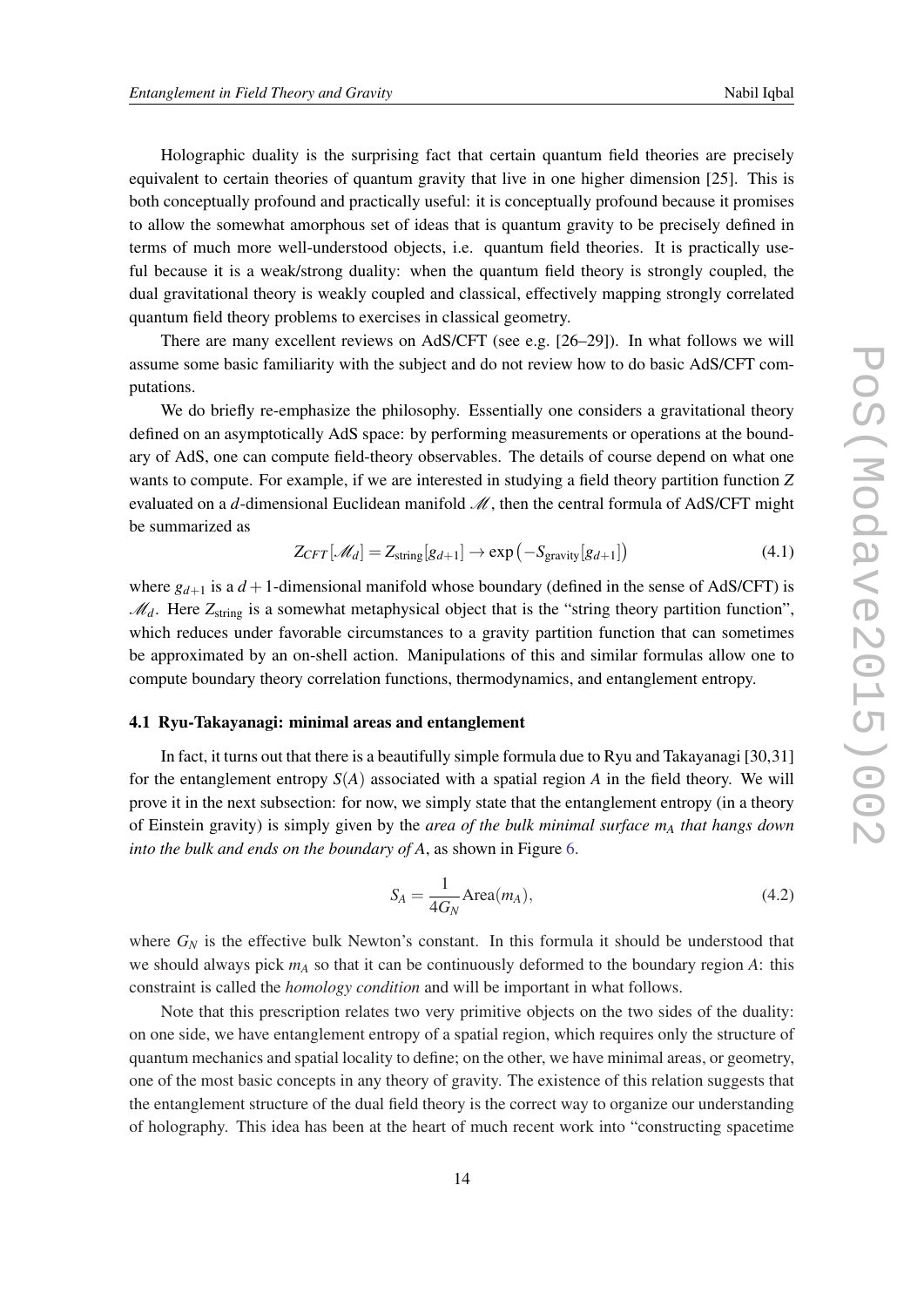Holographic duality is the surprising fact that certain quantum field theories are precisely equivalent to certain theories of quantum gravity that live in one higher dimension [25]. This is both conceptually profound and practically useful: it is conceptually profound because it promises to allow the somewhat amorphous set of ideas that is quantum gravity to be precisely defined in terms of much more well-understood objects, i.e. quantum field theories. It is practically useful because it is a weak/strong duality: when the quantum field theory is strongly coupled, the dual gravitational theory is weakly coupled and classical, effectively mapping strongly correlated quantum field theory problems to exercises in classical geometry.

There are many excellent reviews on AdS/CFT (see e.g. [26–29]). In what follows we will assume some basic familiarity with the subject and do not review how to do basic AdS/CFT computations.

We do briefly re-emphasize the philosophy. Essentially one considers a gravitational theory defined on an asymptotically AdS space: by performing measurements or operations at the boundary of AdS, one can compute field-theory observables. The details of course depend on what one wants to compute. For example, if we are interested in studying a field theory partition function $Z$ evaluated on a $d$-dimensional Euclidean manifold $\mathscr{M}$, then the central formula of AdS/CFT might be summarized as

$$Z_{CFT}[\mathscr{M}_d] = Z_{\text{string}}[g_{d+1}] \to \exp\left(-S_{\text{gravity}}[g_{d+1}]\right) \tag{4.1}$$

where $g_{d+1}$ is a $d+1$-dimensional manifold whose boundary (defined in the sense of AdS/CFT) is $\mathscr{M}_d$. Here $Z_{\text{string}}$ is a somewhat metaphysical object that is the "string theory partition function", which reduces under favorable circumstances to a gravity partition function that can sometimes be approximated by an on-shell action. Manipulations of this and similar formulas allow one to compute boundary theory correlation functions, thermodynamics, and entanglement entropy.

### 4.1 Ryu-Takayanagi: minimal areas and entanglement

In fact, it turns out that there is a beautifully simple formula due to Ryu and Takayanagi [30,31] for the entanglement entropy $S(A)$ associated with a spatial region $A$ in the field theory. We will prove it in the next subsection: for now, we simply state that the entanglement entropy (in a theory of Einstein gravity) is simply given by the *area of the bulk minimal surface $m_A$ that hangs down into the bulk and ends on the boundary of $A$*, as shown in Figure 6.

$$S_A = \frac{1}{4G_N}\text{Area}(m_A), \tag{4.2}$$

where $G_N$ is the effective bulk Newton's constant. In this formula it should be understood that we should always pick $m_A$ so that it can be continuously deformed to the boundary region $A$: this constraint is called the *homology condition* and will be important in what follows.

Note that this prescription relates two very primitive objects on the two sides of the duality: on one side, we have entanglement entropy of a spatial region, which requires only the structure of quantum mechanics and spatial locality to define; on the other, we have minimal areas, or geometry, one of the most basic concepts in any theory of gravity. The existence of this relation suggests that the entanglement structure of the dual field theory is the correct way to organize our understanding of holography. This idea has been at the heart of much recent work into "constructing spacetime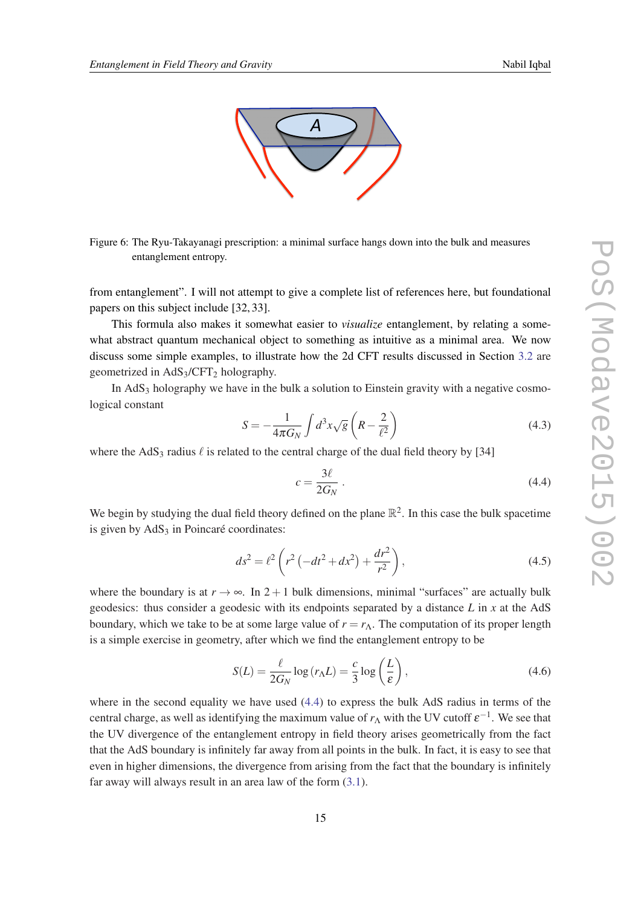Figure 6: The Ryu-Takayanagi prescription: a minimal surface hangs down into the bulk and measures entanglement entropy.

from entanglement". I will not attempt to give a complete list of references here, but foundational papers on this subject include [32, 33].

This formula also makes it somewhat easier to *visualize* entanglement, by relating a somewhat abstract quantum mechanical object to something as intuitive as a minimal area. We now discuss some simple examples, to illustrate how the 2d CFT results discussed in Section 3.2 are geometrized in $AdS_3$/$CFT_2$ holography.

In $AdS_3$ holography we have in the bulk a solution to Einstein gravity with a negative cosmological constant

$$S = -\frac{1}{4\pi G_N}\int d^3x\sqrt{g}\left(R - \frac{2}{\ell^2}\right) \tag{4.3}$$

where the $AdS_3$ radius $\ell$ is related to the central charge of the dual field theory by [34]

$$c = \frac{3\ell}{2G_N}\,. \tag{4.4}$$

We begin by studying the dual field theory defined on the plane $\mathbb{R}^2$. In this case the bulk spacetime is given by $AdS_3$ in Poincaré coordinates:

$$ds^2 = \ell^2\left(r^2\left(-dt^2 + dx^2\right) + \frac{dr^2}{r^2}\right), \tag{4.5}$$

where the boundary is at $r \to \infty$. In $2+1$ bulk dimensions, minimal "surfaces" are actually bulk geodesics: thus consider a geodesic with its endpoints separated by a distance $L$ in $x$ at the AdS boundary, which we take to be at some large value of $r = r_\Lambda$. The computation of its proper length is a simple exercise in geometry, after which we find the entanglement entropy to be

$$S(L) = \frac{\ell}{2G_N}\log\left(r_\Lambda L\right) = \frac{c}{3}\log\left(\frac{L}{\varepsilon}\right), \tag{4.6}$$

where in the second equality we have used (4.4) to express the bulk AdS radius in terms of the central charge, as well as identifying the maximum value of $r_\Lambda$ with the UV cutoff $\varepsilon^{-1}$. We see that the UV divergence of the entanglement entropy in field theory arises geometrically from the fact that the AdS boundary is infinitely far away from all points in the bulk. In fact, it is easy to see that even in higher dimensions, the divergence from arising from the fact that the boundary is infinitely far away will always result in an area law of the form (3.1).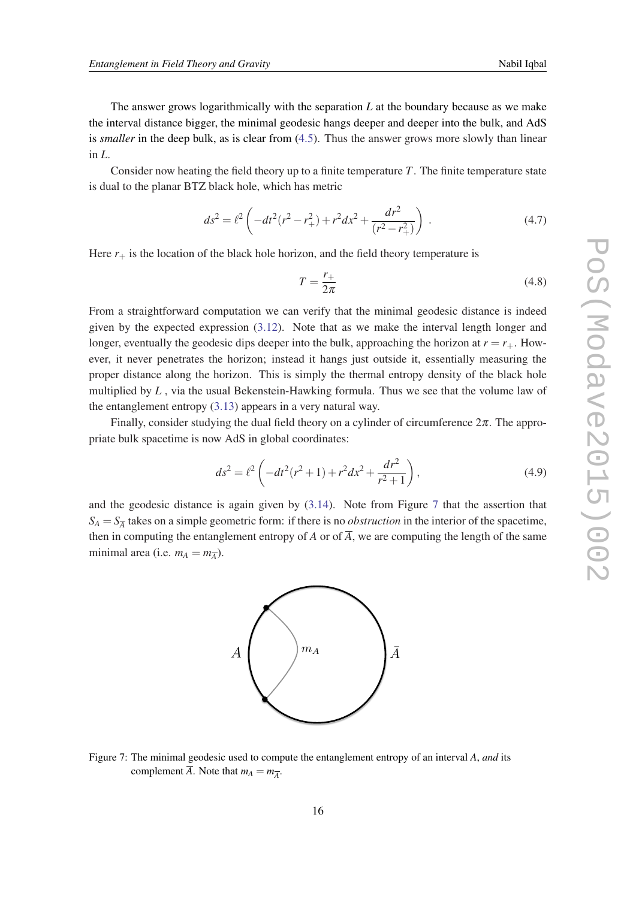The answer grows logarithmically with the separation $L$ at the boundary because as we make the interval distance bigger, the minimal geodesic hangs deeper and deeper into the bulk, and AdS is *smaller* in the deep bulk, as is clear from (4.5). Thus the answer grows more slowly than linear in $L$.

Consider now heating the field theory up to a finite temperature $T$. The finite temperature state is dual to the planar BTZ black hole, which has metric

$$ds^2 = \ell^2 \left( -dt^2 (r^2 - r_+^2) + r^2 dx^2 + \frac{dr^2}{(r^2 - r_+^2)} \right) . \tag{4.7}$$

Here $r_+$ is the location of the black hole horizon, and the field theory temperature is

$$T = \frac{r_+}{2\pi} \tag{4.8}$$

From a straightforward computation we can verify that the minimal geodesic distance is indeed given by the expected expression (3.12). Note that as we make the interval length longer and longer, eventually the geodesic dips deeper into the bulk, approaching the horizon at $r = r_+$. However, it never penetrates the horizon; instead it hangs just outside it, essentially measuring the proper distance along the horizon. This is simply the thermal entropy density of the black hole multiplied by $L$ , via the usual Bekenstein-Hawking formula. Thus we see that the volume law of the entanglement entropy (3.13) appears in a very natural way.

Finally, consider studying the dual field theory on a cylinder of circumference $2\pi$. The appropriate bulk spacetime is now AdS in global coordinates:

$$ds^2 = \ell^2 \left( -dt^2 (r^2 + 1) + r^2 dx^2 + \frac{dr^2}{r^2 + 1} \right), \tag{4.9}$$

and the geodesic distance is again given by (3.14). Note from Figure 7 that the assertion that $S_A = S_{\overline{A}}$ takes on a simple geometric form: if there is no *obstruction* in the interior of the spacetime, then in computing the entanglement entropy of $A$ or of $\overline{A}$, we are computing the length of the same minimal area (i.e. $m_A = m_{\overline{A}}$).

Figure 7: The minimal geodesic used to compute the entanglement entropy of an interval $A$, *and* its complement $\overline{A}$. Note that $m_A = m_{\overline{A}}$.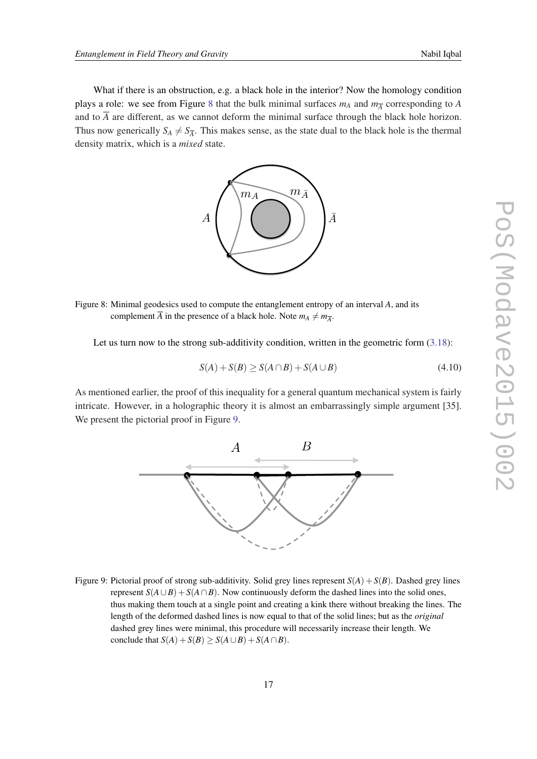What if there is an obstruction, e.g. a black hole in the interior? Now the homology condition plays a role: we see from Figure 8 that the bulk minimal surfaces $m_A$ and $m_{\overline{A}}$ corresponding to $A$ and to $\overline{A}$ are different, as we cannot deform the minimal surface through the black hole horizon. Thus now generically $S_A \neq S_{\overline{A}}$. This makes sense, as the state dual to the black hole is the thermal density matrix, which is a *mixed* state.

Figure 8: Minimal geodesics used to compute the entanglement entropy of an interval $A$, and its complement $\overline{A}$ in the presence of a black hole. Note $m_A \neq m_{\overline{A}}$.

Let us turn now to the strong sub-additivity condition, written in the geometric form (3.18):

$$S(A) + S(B) \geq S(A \cap B) + S(A \cup B) \tag{4.10}$$

As mentioned earlier, the proof of this inequality for a general quantum mechanical system is fairly intricate. However, in a holographic theory it is almost an embarrassingly simple argument [35]. We present the pictorial proof in Figure 9.

Figure 9: Pictorial proof of strong sub-additivity. Solid grey lines represent $S(A) + S(B)$. Dashed grey lines represent $S(A \cup B) + S(A \cap B)$. Now continuously deform the dashed lines into the solid ones, thus making them touch at a single point and creating a kink there without breaking the lines. The length of the deformed dashed lines is now equal to that of the solid lines; but as the *original* dashed grey lines were minimal, this procedure will necessarily increase their length. We conclude that $S(A) + S(B) \geq S(A \cup B) + S(A \cap B)$.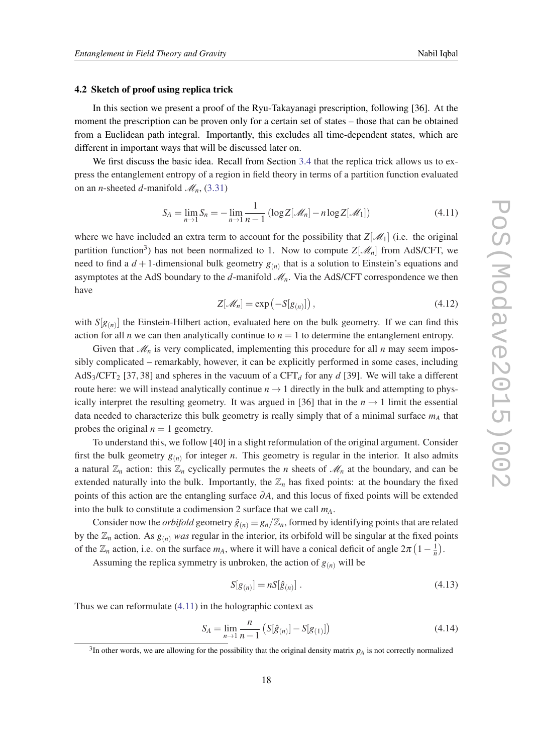### 4.2 Sketch of proof using replica trick

In this section we present a proof of the Ryu-Takayanagi prescription, following [36]. At the moment the prescription can be proven only for a certain set of states – those that can be obtained from a Euclidean path integral. Importantly, this excludes all time-dependent states, which are different in important ways that will be discussed later on.

We first discuss the basic idea. Recall from Section 3.4 that the replica trick allows us to express the entanglement entropy of a region in field theory in terms of a partition function evaluated on an $n$-sheeted $d$-manifold $\mathscr{M}_n$, (3.31)

$$S_A = \lim_{n\to 1} S_n = -\lim_{n\to 1} \frac{1}{n-1}\left(\log Z[\mathscr{M}_n] - n\log Z[\mathscr{M}_1]\right) \tag{4.11}$$

where we have included an extra term to account for the possibility that $Z[\mathscr{M}_1]$ (i.e. the original partition function[3]) has not been normalized to 1. Now to compute $Z[\mathscr{M}_n]$ from AdS/CFT, we need to find a $d+1$-dimensional bulk geometry $g_{(n)}$ that is a solution to Einstein's equations and asymptotes at the AdS boundary to the $d$-manifold $\mathscr{M}_n$. Via the AdS/CFT correspondence we then have

$$Z[\mathscr{M}_n] = \exp\left(-S[g_{(n)}]\right), \tag{4.12}$$

with $S[g_{(n)}]$ the Einstein-Hilbert action, evaluated here on the bulk geometry. If we can find this action for all $n$ we can then analytically continue to $n=1$ to determine the entanglement entropy.

Given that $\mathscr{M}_n$ is very complicated, implementing this procedure for all $n$ may seem impossibly complicated – remarkably, however, it can be explicitly performed in some cases, including $AdS_3$/$CFT_2$ [37, 38] and spheres in the vacuum of a $CFT_d$ for any $d$ [39]. We will take a different route here: we will instead analytically continue $n\to 1$ directly in the bulk and attempting to physically interpret the resulting geometry. It was argued in [36] that in the $n\to 1$ limit the essential data needed to characterize this bulk geometry is really simply that of a minimal surface $m_A$ that probes the original $n=1$ geometry.

To understand this, we follow [40] in a slight reformulation of the original argument. Consider first the bulk geometry $g_{(n)}$ for integer $n$. This geometry is regular in the interior. It also admits a natural $\mathbb{Z}_n$ action: this $\mathbb{Z}_n$ cyclically permutes the $n$ sheets of $\mathscr{M}_n$ at the boundary, and can be extended naturally into the bulk. Importantly, the $\mathbb{Z}_n$ has fixed points: at the boundary the fixed points of this action are the entangling surface $\partial A$, and this locus of fixed points will be extended into the bulk to constitute a codimension 2 surface that we call $m_A$.

Consider now the *orbifold* geometry $\hat{g}_{(n)} \equiv g_n/\mathbb{Z}_n$, formed by identifying points that are related by the $\mathbb{Z}_n$ action. As $g_{(n)}$ *was* regular in the interior, its orbifold will be singular at the fixed points of the $\mathbb{Z}_n$ action, i.e. on the surface $m_A$, where it will have a conical deficit of angle $2\pi\left(1-\frac{1}{n}\right)$.

Assuming the replica symmetry is unbroken, the action of $g_{(n)}$ will be

$$S[g_{(n)}] = nS[\hat{g}_{(n)}]\,. \tag{4.13}$$

Thus we can reformulate (4.11) in the holographic context as

$$S_A = \lim_{n\to 1}\frac{n}{n-1}\left(S[\hat{g}_{(n)}] - S[g_{(1)}]\right) \tag{4.14}$$

[3] In other words, we are allowing for the possibility that the original density matrix $\rho_A$ is not correctly normalized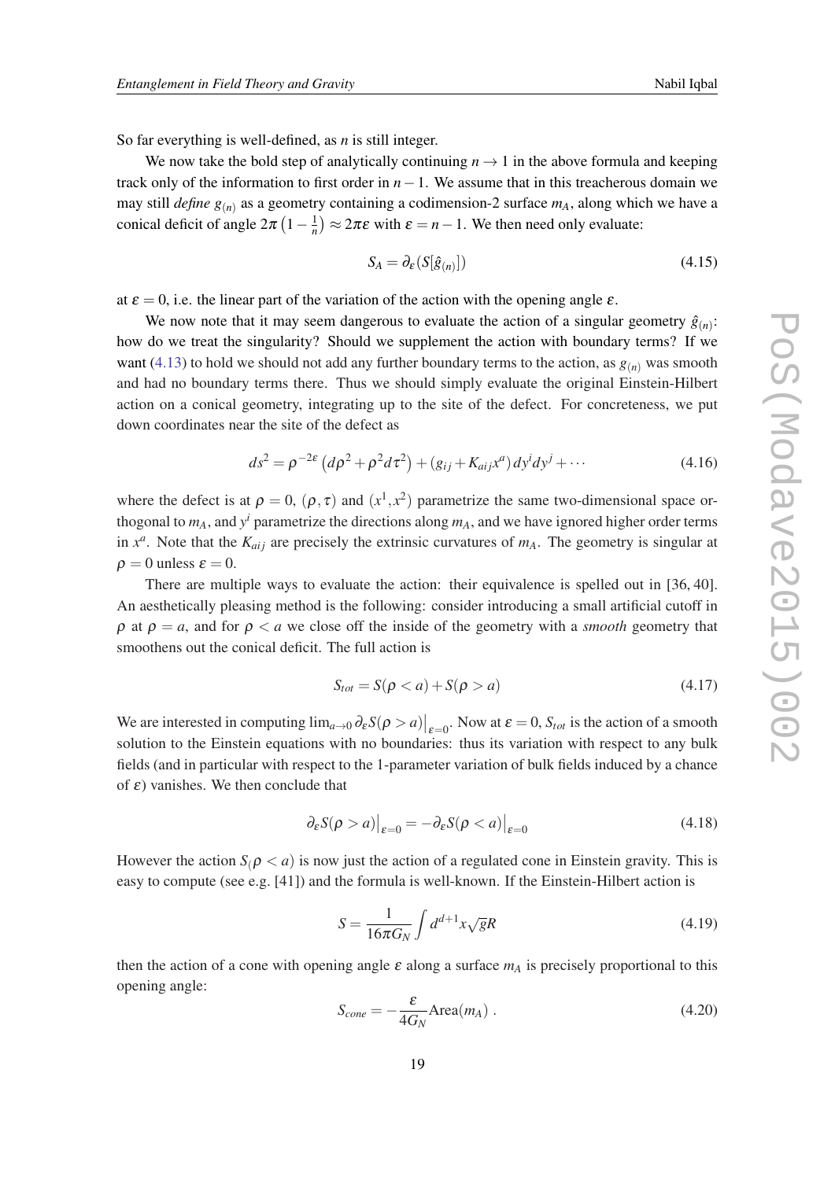So far everything is well-defined, as $n$ is still integer.

We now take the bold step of analytically continuing $n \to 1$ in the above formula and keeping track only of the information to first order in $n-1$. We assume that in this treacherous domain we may still *define* $g_{(n)}$ as a geometry containing a codimension-2 surface $m_A$, along which we have a conical deficit of angle $2\pi\left(1-\frac{1}{n}\right) \approx 2\pi\varepsilon$ with $\varepsilon = n-1$. We then need only evaluate:

$$S_A = \partial_\varepsilon (S[\hat{g}_{(n)}]) \tag{4.15}$$

at $\varepsilon = 0$, i.e. the linear part of the variation of the action with the opening angle $\varepsilon$.

We now note that it may seem dangerous to evaluate the action of a singular geometry $\hat{g}_{(n)}$: how do we treat the singularity? Should we supplement the action with boundary terms? If we want (4.13) to hold we should not add any further boundary terms to the action, as $g_{(n)}$ was smooth and had no boundary terms there. Thus we should simply evaluate the original Einstein-Hilbert action on a conical geometry, integrating up to the site of the defect. For concreteness, we put down coordinates near the site of the defect as

$$ds^2 = \rho^{-2\varepsilon}\left(d\rho^2 + \rho^2 d\tau^2\right) + \left(g_{ij} + K_{aij}x^a\right)dy^i dy^j + \cdots \tag{4.16}$$

where the defect is at $\rho = 0$, $(\rho, \tau)$ and $(x^1, x^2)$ parametrize the same two-dimensional space orthogonal to $m_A$, and $y^i$ parametrize the directions along $m_A$, and we have ignored higher order terms in $x^a$. Note that the $K_{aij}$ are precisely the extrinsic curvatures of $m_A$. The geometry is singular at $\rho = 0$ unless $\varepsilon = 0$.

There are multiple ways to evaluate the action: their equivalence is spelled out in [36, 40]. An aesthetically pleasing method is the following: consider introducing a small artificial cutoff in $\rho$ at $\rho = a$, and for $\rho < a$ we close off the inside of the geometry with a *smooth* geometry that smoothens out the conical deficit. The full action is

$$S_{tot} = S(\rho < a) + S(\rho > a) \tag{4.17}$$

We are interested in computing $\lim_{a\to 0} \partial_\varepsilon S(\rho > a)\big|_{\varepsilon=0}$. Now at $\varepsilon = 0$, $S_{tot}$ is the action of a smooth solution to the Einstein equations with no boundaries: thus its variation with respect to any bulk fields (and in particular with respect to the 1-parameter variation of bulk fields induced by a chance of $\varepsilon$) vanishes. We then conclude that

$$\partial_\varepsilon S(\rho > a)\big|_{\varepsilon=0} = -\partial_\varepsilon S(\rho < a)\big|_{\varepsilon=0} \tag{4.18}$$

However the action $S_(\rho < a)$ is now just the action of a regulated cone in Einstein gravity. This is easy to compute (see e.g. [41]) and the formula is well-known. If the Einstein-Hilbert action is

$$S = \frac{1}{16\pi G_N}\int d^{d+1}x\sqrt{g}R \tag{4.19}$$

then the action of a cone with opening angle $\varepsilon$ along a surface $m_A$ is precisely proportional to this opening angle:

$$S_{cone} = -\frac{\varepsilon}{4G_N}\text{Area}(m_A)\ . \tag{4.20}$$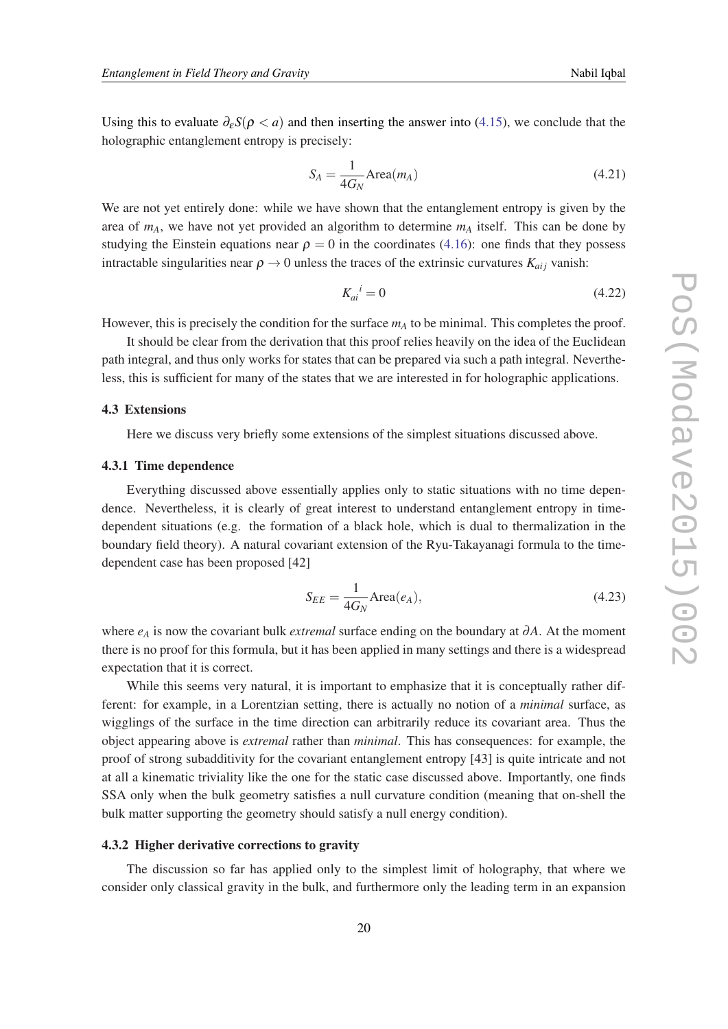Using this to evaluate $\partial_\varepsilon S(\rho < a)$ and then inserting the answer into (4.15), we conclude that the holographic entanglement entropy is precisely:

$$S_A = \frac{1}{4G_N}\text{Area}(m_A) \tag{4.21}$$

We are not yet entirely done: while we have shown that the entanglement entropy is given by the area of $m_A$, we have not yet provided an algorithm to determine $m_A$ itself. This can be done by studying the Einstein equations near $\rho = 0$ in the coordinates (4.16): one finds that they possess intractable singularities near $\rho \to 0$ unless the traces of the extrinsic curvatures $K_{aij}$ vanish:

$$K_{ai}{}^{i} = 0 \tag{4.22}$$

However, this is precisely the condition for the surface $m_A$ to be minimal. This completes the proof.

It should be clear from the derivation that this proof relies heavily on the idea of the Euclidean path integral, and thus only works for states that can be prepared via such a path integral. Nevertheless, this is sufficient for many of the states that we are interested in for holographic applications.

### 4.3 Extensions

Here we discuss very briefly some extensions of the simplest situations discussed above.

#### 4.3.1 Time dependence

Everything discussed above essentially applies only to static situations with no time dependence. Nevertheless, it is clearly of great interest to understand entanglement entropy in time-dependent situations (e.g. the formation of a black hole, which is dual to thermalization in the boundary field theory). A natural covariant extension of the Ryu-Takayanagi formula to the time-dependent case has been proposed [42]

$$S_{EE} = \frac{1}{4G_N}\text{Area}(e_A), \tag{4.23}$$

where $e_A$ is now the covariant bulk *extremal* surface ending on the boundary at $\partial A$. At the moment there is no proof for this formula, but it has been applied in many settings and there is a widespread expectation that it is correct.

While this seems very natural, it is important to emphasize that it is conceptually rather different: for example, in a Lorentzian setting, there is actually no notion of a *minimal* surface, as wigglings of the surface in the time direction can arbitrarily reduce its covariant area. Thus the object appearing above is *extremal* rather than *minimal*. This has consequences: for example, the proof of strong subadditivity for the covariant entanglement entropy [43] is quite intricate and not at all a kinematic triviality like the one for the static case discussed above. Importantly, one finds SSA only when the bulk geometry satisfies a null curvature condition (meaning that on-shell the bulk matter supporting the geometry should satisfy a null energy condition).

#### 4.3.2 Higher derivative corrections to gravity

The discussion so far has applied only to the simplest limit of holography, that where we consider only classical gravity in the bulk, and furthermore only the leading term in an expansion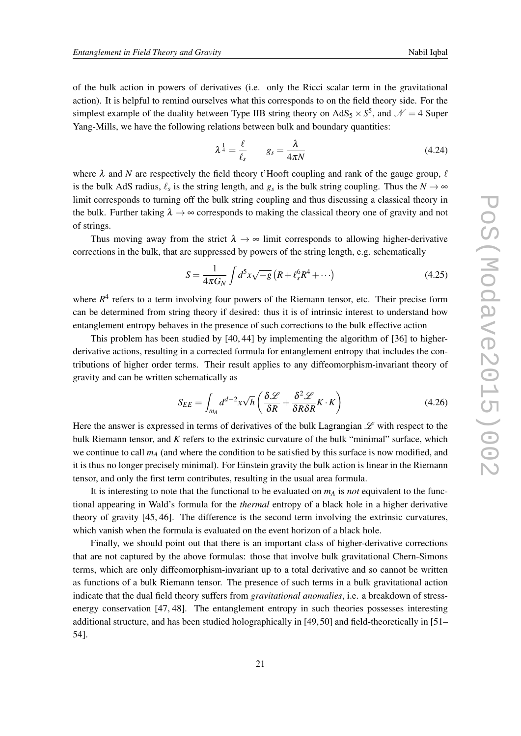of the bulk action in powers of derivatives (i.e. only the Ricci scalar term in the gravitational action). It is helpful to remind ourselves what this corresponds to on the field theory side. For the simplest example of the duality between Type IIB string theory on $\mathrm{AdS}_5 \times S^5$, and $\mathcal{N}=4$ Super Yang-Mills, we have the following relations between bulk and boundary quantities:

$$\lambda^{\frac{1}{4}} = \frac{\ell}{\ell_s} \qquad g_s = \frac{\lambda}{4\pi N} \tag{4.24}$$

where $\lambda$ and $N$ are respectively the field theory t'Hooft coupling and rank of the gauge group, $\ell$ is the bulk AdS radius, $\ell_s$ is the string length, and $g_s$ is the bulk string coupling. Thus the $N \to \infty$ limit corresponds to turning off the bulk string coupling and thus discussing a classical theory in the bulk. Further taking $\lambda \to \infty$ corresponds to making the classical theory one of gravity and not of strings.

Thus moving away from the strict $\lambda \to \infty$ limit corresponds to allowing higher-derivative corrections in the bulk, that are suppressed by powers of the string length, e.g. schematically

$$S = \frac{1}{4\pi G_N}\int d^5x\sqrt{-g}\left(R + \ell_s^6 R^4 + \cdots\right) \tag{4.25}$$

where $R^4$ refers to a term involving four powers of the Riemann tensor, etc. Their precise form can be determined from string theory if desired: thus it is of intrinsic interest to understand how entanglement entropy behaves in the presence of such corrections to the bulk effective action

This problem has been studied by [40, 44] by implementing the algorithm of [36] to higher-derivative actions, resulting in a corrected formula for entanglement entropy that includes the contributions of higher order terms. Their result applies to any diffeomorphism-invariant theory of gravity and can be written schematically as

$$S_{EE} = \int_{m_A} d^{d-2}x\sqrt{h}\left(\frac{\delta\mathscr{L}}{\delta R} + \frac{\delta^2\mathscr{L}}{\delta R\delta R}K\cdot K\right) \tag{4.26}$$

Here the answer is expressed in terms of derivatives of the bulk Lagrangian $\mathscr{L}$ with respect to the bulk Riemann tensor, and $K$ refers to the extrinsic curvature of the bulk "minimal" surface, which we continue to call $m_A$ (and where the condition to be satisfied by this surface is now modified, and it is thus no longer precisely minimal). For Einstein gravity the bulk action is linear in the Riemann tensor, and only the first term contributes, resulting in the usual area formula.

It is interesting to note that the functional to be evaluated on $m_A$ is *not* equivalent to the functional appearing in Wald's formula for the *thermal* entropy of a black hole in a higher derivative theory of gravity [45, 46]. The difference is the second term involving the extrinsic curvatures, which vanish when the formula is evaluated on the event horizon of a black hole.

Finally, we should point out that there is an important class of higher-derivative corrections that are not captured by the above formulas: those that involve bulk gravitational Chern-Simons terms, which are only diffeomorphism-invariant up to a total derivative and so cannot be written as functions of a bulk Riemann tensor. The presence of such terms in a bulk gravitational action indicate that the dual field theory suffers from *gravitational anomalies*, i.e. a breakdown of stress-energy conservation [47, 48]. The entanglement entropy in such theories possesses interesting additional structure, and has been studied holographically in [49, 50] and field-theoretically in [51–54].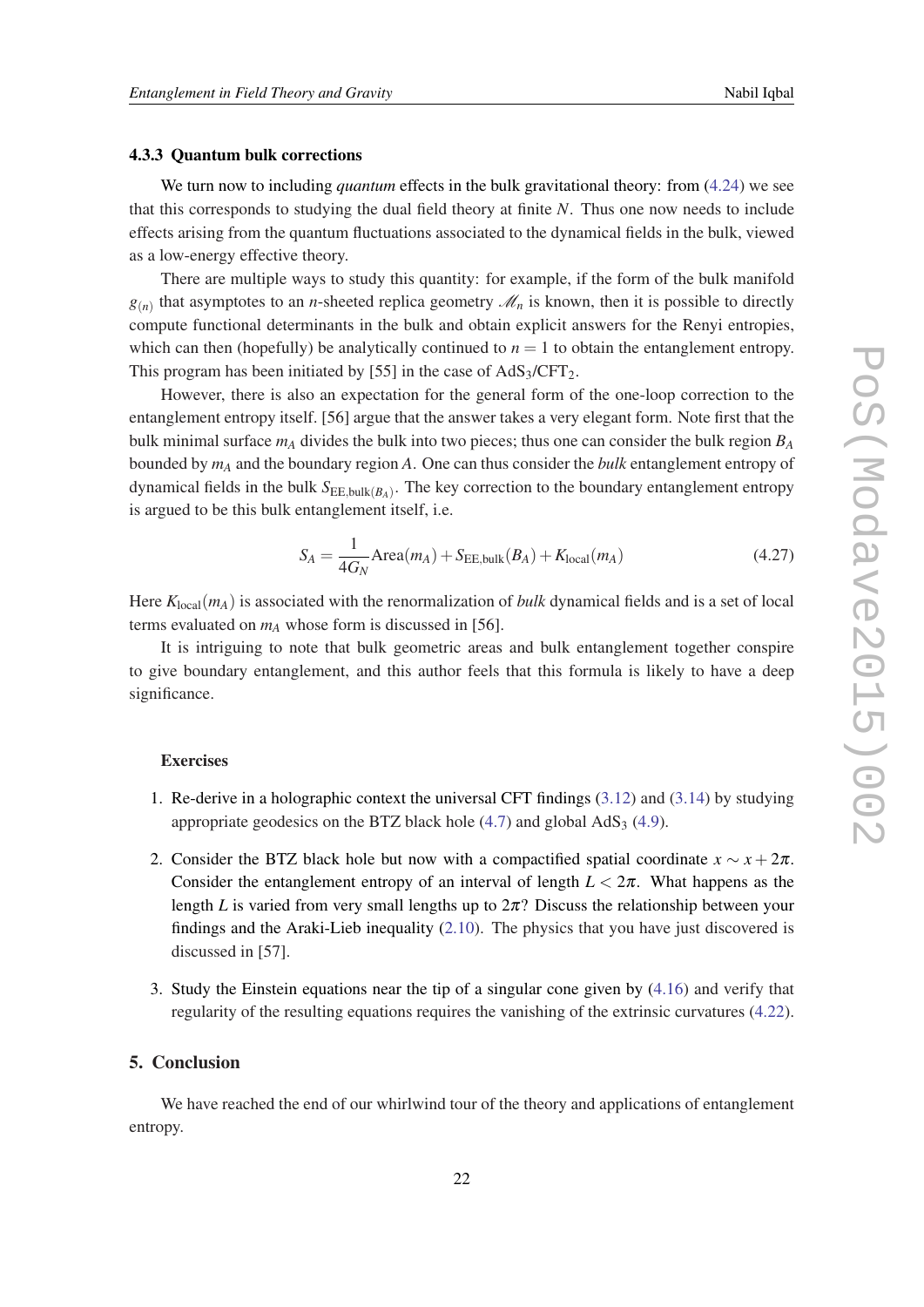#### 4.3.3 Quantum bulk corrections

We turn now to including *quantum* effects in the bulk gravitational theory: from (4.24) we see that this corresponds to studying the dual field theory at finite $N$. Thus one now needs to include effects arising from the quantum fluctuations associated to the dynamical fields in the bulk, viewed as a low-energy effective theory.

There are multiple ways to study this quantity: for example, if the form of the bulk manifold $g_{(n)}$ that asymptotes to an $n$-sheeted replica geometry $\mathscr{M}_n$ is known, then it is possible to directly compute functional determinants in the bulk and obtain explicit answers for the Renyi entropies, which can then (hopefully) be analytically continued to $n = 1$ to obtain the entanglement entropy. This program has been initiated by [55] in the case of $\mathrm{AdS}_3/\mathrm{CFT}_2$.

However, there is also an expectation for the general form of the one-loop correction to the entanglement entropy itself. [56] argue that the answer takes a very elegant form. Note first that the bulk minimal surface $m_A$ divides the bulk into two pieces; thus one can consider the bulk region $B_A$ bounded by $m_A$ and the boundary region $A$. One can thus consider the *bulk* entanglement entropy of dynamical fields in the bulk $S_{\mathrm{EE,bulk}(B_A)}$. The key correction to the boundary entanglement entropy is argued to be this bulk entanglement itself, i.e.

$$S_A = \frac{1}{4G_N}\mathrm{Area}(m_A) + S_{\mathrm{EE,bulk}}(B_A) + K_{\mathrm{local}}(m_A) \tag{4.27}$$

Here $K_{\mathrm{local}}(m_A)$ is associated with the renormalization of *bulk* dynamical fields and is a set of local terms evaluated on $m_A$ whose form is discussed in [56].

It is intriguing to note that bulk geometric areas and bulk entanglement together conspire to give boundary entanglement, and this author feels that this formula is likely to have a deep significance.

**Exercises**

1. Re-derive in a holographic context the universal CFT findings (3.12) and (3.14) by studying appropriate geodesics on the BTZ black hole (4.7) and global $\mathrm{AdS}_3$ (4.9).
2. Consider the BTZ black hole but now with a compactified spatial coordinate $x \sim x + 2\pi$. Consider the entanglement entropy of an interval of length $L < 2\pi$. What happens as the length $L$ is varied from very small lengths up to $2\pi$? Discuss the relationship between your findings and the Araki-Lieb inequality (2.10). The physics that you have just discovered is discussed in [57].
3. Study the Einstein equations near the tip of a singular cone given by (4.16) and verify that regularity of the resulting equations requires the vanishing of the extrinsic curvatures (4.22).

## 5. Conclusion

We have reached the end of our whirlwind tour of the theory and applications of entanglement entropy.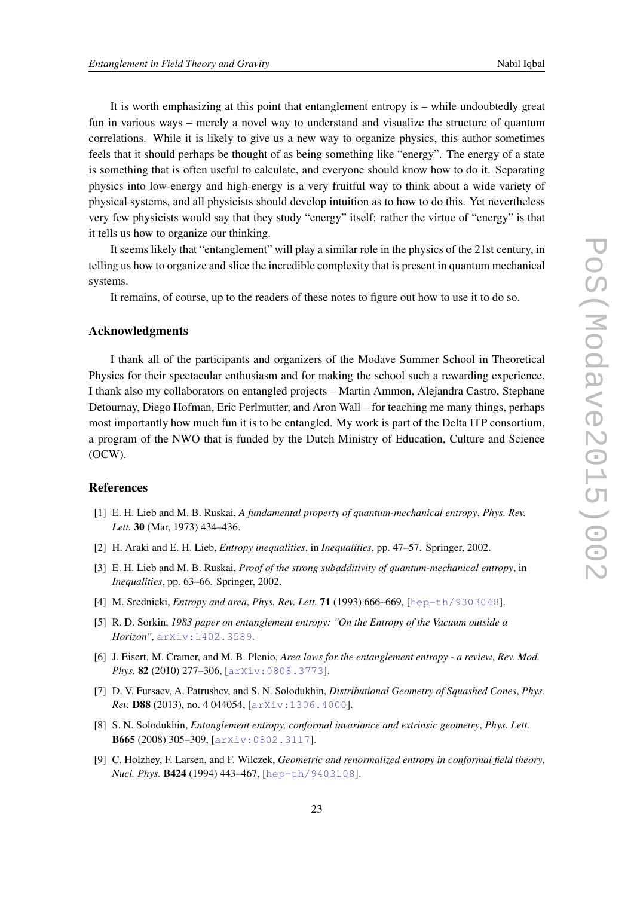It is worth emphasizing at this point that entanglement entropy is – while undoubtedly great fun in various ways – merely a novel way to understand and visualize the structure of quantum correlations. While it is likely to give us a new way to organize physics, this author sometimes feels that it should perhaps be thought of as being something like "energy". The energy of a state is something that is often useful to calculate, and everyone should know how to do it. Separating physics into low-energy and high-energy is a very fruitful way to think about a wide variety of physical systems, and all physicists should develop intuition as to how to do this. Yet nevertheless very few physicists would say that they study "energy" itself: rather the virtue of "energy" is that it tells us how to organize our thinking.

It seems likely that "entanglement" will play a similar role in the physics of the 21st century, in telling us how to organize and slice the incredible complexity that is present in quantum mechanical systems.

It remains, of course, up to the readers of these notes to figure out how to use it to do so.

## Acknowledgments

I thank all of the participants and organizers of the Modave Summer School in Theoretical Physics for their spectacular enthusiasm and for making the school such a rewarding experience. I thank also my collaborators on entangled projects – Martin Ammon, Alejandra Castro, Stephane Detournay, Diego Hofman, Eric Perlmutter, and Aron Wall – for teaching me many things, perhaps most importantly how much fun it is to be entangled. My work is part of the Delta ITP consortium, a program of the NWO that is funded by the Dutch Ministry of Education, Culture and Science (OCW).

## References

[1] E. H. Lieb and M. B. Ruskai, *A fundamental property of quantum-mechanical entropy*, *Phys. Rev. Lett.* **30** (Mar, 1973) 434–436.

[2] H. Araki and E. H. Lieb, *Entropy inequalities*, in *Inequalities*, pp. 47–57. Springer, 2002.

[3] E. H. Lieb and M. B. Ruskai, *Proof of the strong subadditivity of quantum-mechanical entropy*, in *Inequalities*, pp. 63–66. Springer, 2002.

[4] M. Srednicki, *Entropy and area*, *Phys. Rev. Lett.* **71** (1993) 666–669, [hep-th/9303048].

[5] R. D. Sorkin, *1983 paper on entanglement entropy: "On the Entropy of the Vacuum outside a Horizon"*, arXiv:1402.3589.

[6] J. Eisert, M. Cramer, and M. B. Plenio, *Area laws for the entanglement entropy - a review*, *Rev. Mod. Phys.* **82** (2010) 277–306, [arXiv:0808.3773].

[7] D. V. Fursaev, A. Patrushev, and S. N. Solodukhin, *Distributional Geometry of Squashed Cones*, *Phys. Rev.* **D88** (2013), no. 4 044054, [arXiv:1306.4000].

[8] S. N. Solodukhin, *Entanglement entropy, conformal invariance and extrinsic geometry*, *Phys. Lett.* **B665** (2008) 305–309, [arXiv:0802.3117].

[9] C. Holzhey, F. Larsen, and F. Wilczek, *Geometric and renormalized entropy in conformal field theory*, *Nucl. Phys.* **B424** (1994) 443–467, [hep-th/9403108].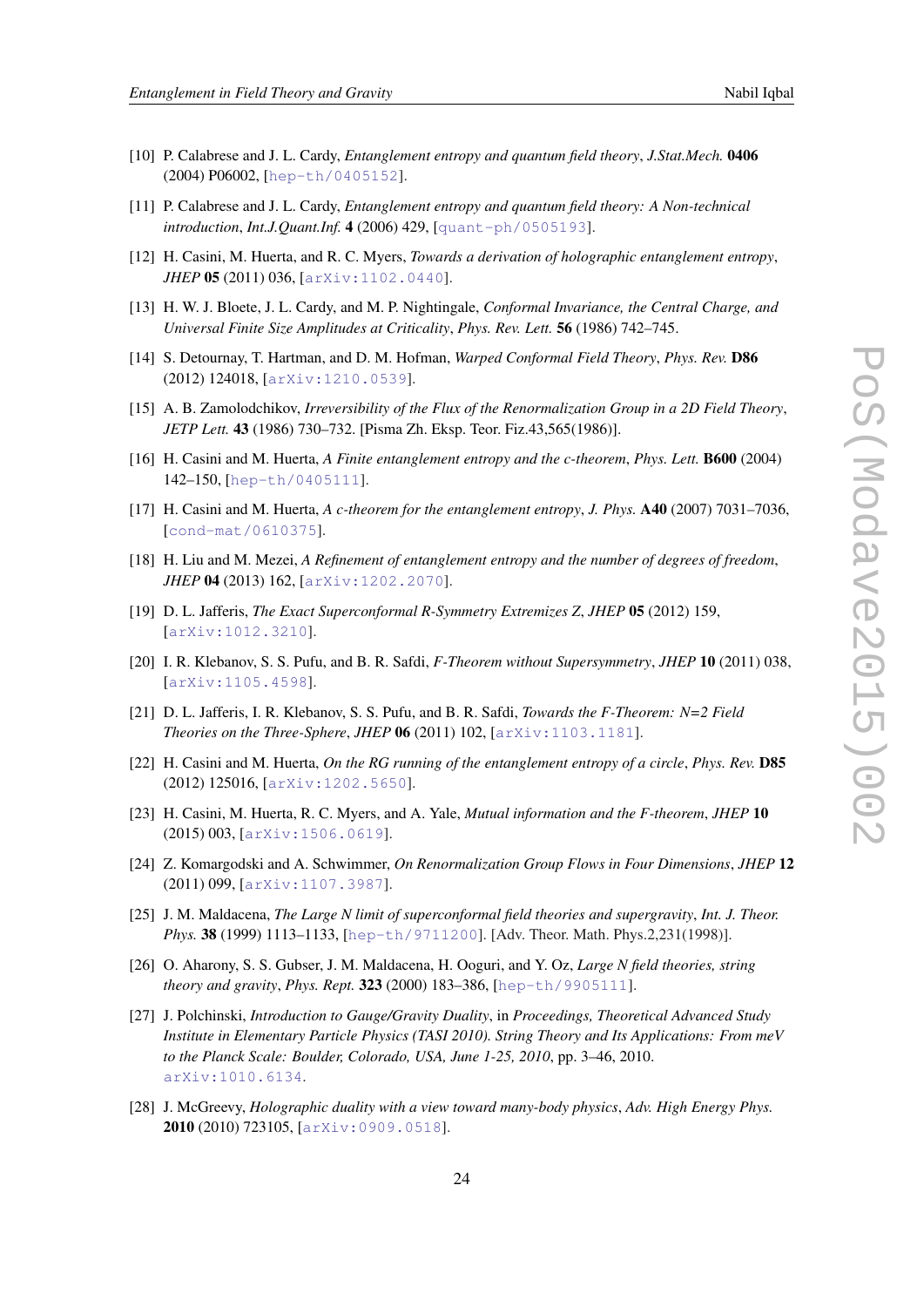[10] P. Calabrese and J. L. Cardy, *Entanglement entropy and quantum field theory*, *J.Stat.Mech.* **0406** (2004) P06002, [hep-th/0405152].

[11] P. Calabrese and J. L. Cardy, *Entanglement entropy and quantum field theory: A Non-technical introduction*, *Int.J.Quant.Inf.* **4** (2006) 429, [quant-ph/0505193].

[12] H. Casini, M. Huerta, and R. C. Myers, *Towards a derivation of holographic entanglement entropy*, *JHEP* **05** (2011) 036, [arXiv:1102.0440].

[13] H. W. J. Bloete, J. L. Cardy, and M. P. Nightingale, *Conformal Invariance, the Central Charge, and Universal Finite Size Amplitudes at Criticality*, *Phys. Rev. Lett.* **56** (1986) 742–745.

[14] S. Detournay, T. Hartman, and D. M. Hofman, *Warped Conformal Field Theory*, *Phys. Rev.* **D86** (2012) 124018, [arXiv:1210.0539].

[15] A. B. Zamolodchikov, *Irreversibility of the Flux of the Renormalization Group in a 2D Field Theory*, *JETP Lett.* **43** (1986) 730–732. [Pisma Zh. Eksp. Teor. Fiz.43,565(1986)].

[16] H. Casini and M. Huerta, *A Finite entanglement entropy and the c-theorem*, *Phys. Lett.* **B600** (2004) 142–150, [hep-th/0405111].

[17] H. Casini and M. Huerta, *A c-theorem for the entanglement entropy*, *J. Phys.* **A40** (2007) 7031–7036, [cond-mat/0610375].

[18] H. Liu and M. Mezei, *A Refinement of entanglement entropy and the number of degrees of freedom*, *JHEP* **04** (2013) 162, [arXiv:1202.2070].

[19] D. L. Jafferis, *The Exact Superconformal R-Symmetry Extremizes Z*, *JHEP* **05** (2012) 159, [arXiv:1012.3210].

[20] I. R. Klebanov, S. S. Pufu, and B. R. Safdi, *F-Theorem without Supersymmetry*, *JHEP* **10** (2011) 038, [arXiv:1105.4598].

[21] D. L. Jafferis, I. R. Klebanov, S. S. Pufu, and B. R. Safdi, *Towards the F-Theorem: N=2 Field Theories on the Three-Sphere*, *JHEP* **06** (2011) 102, [arXiv:1103.1181].

[22] H. Casini and M. Huerta, *On the RG running of the entanglement entropy of a circle*, *Phys. Rev.* **D85** (2012) 125016, [arXiv:1202.5650].

[23] H. Casini, M. Huerta, R. C. Myers, and A. Yale, *Mutual information and the F-theorem*, *JHEP* **10** (2015) 003, [arXiv:1506.0619].

[24] Z. Komargodski and A. Schwimmer, *On Renormalization Group Flows in Four Dimensions*, *JHEP* **12** (2011) 099, [arXiv:1107.3987].

[25] J. M. Maldacena, *The Large N limit of superconformal field theories and supergravity*, *Int. J. Theor. Phys.* **38** (1999) 1113–1133, [hep-th/9711200]. [Adv. Theor. Math. Phys.2,231(1998)].

[26] O. Aharony, S. S. Gubser, J. M. Maldacena, H. Ooguri, and Y. Oz, *Large N field theories, string theory and gravity*, *Phys. Rept.* **323** (2000) 183–386, [hep-th/9905111].

[27] J. Polchinski, *Introduction to Gauge/Gravity Duality*, in *Proceedings, Theoretical Advanced Study Institute in Elementary Particle Physics (TASI 2010). String Theory and Its Applications: From meV to the Planck Scale: Boulder, Colorado, USA, June 1-25, 2010*, pp. 3–46, 2010. arXiv:1010.6134.

[28] J. McGreevy, *Holographic duality with a view toward many-body physics*, *Adv. High Energy Phys.* **2010** (2010) 723105, [arXiv:0909.0518].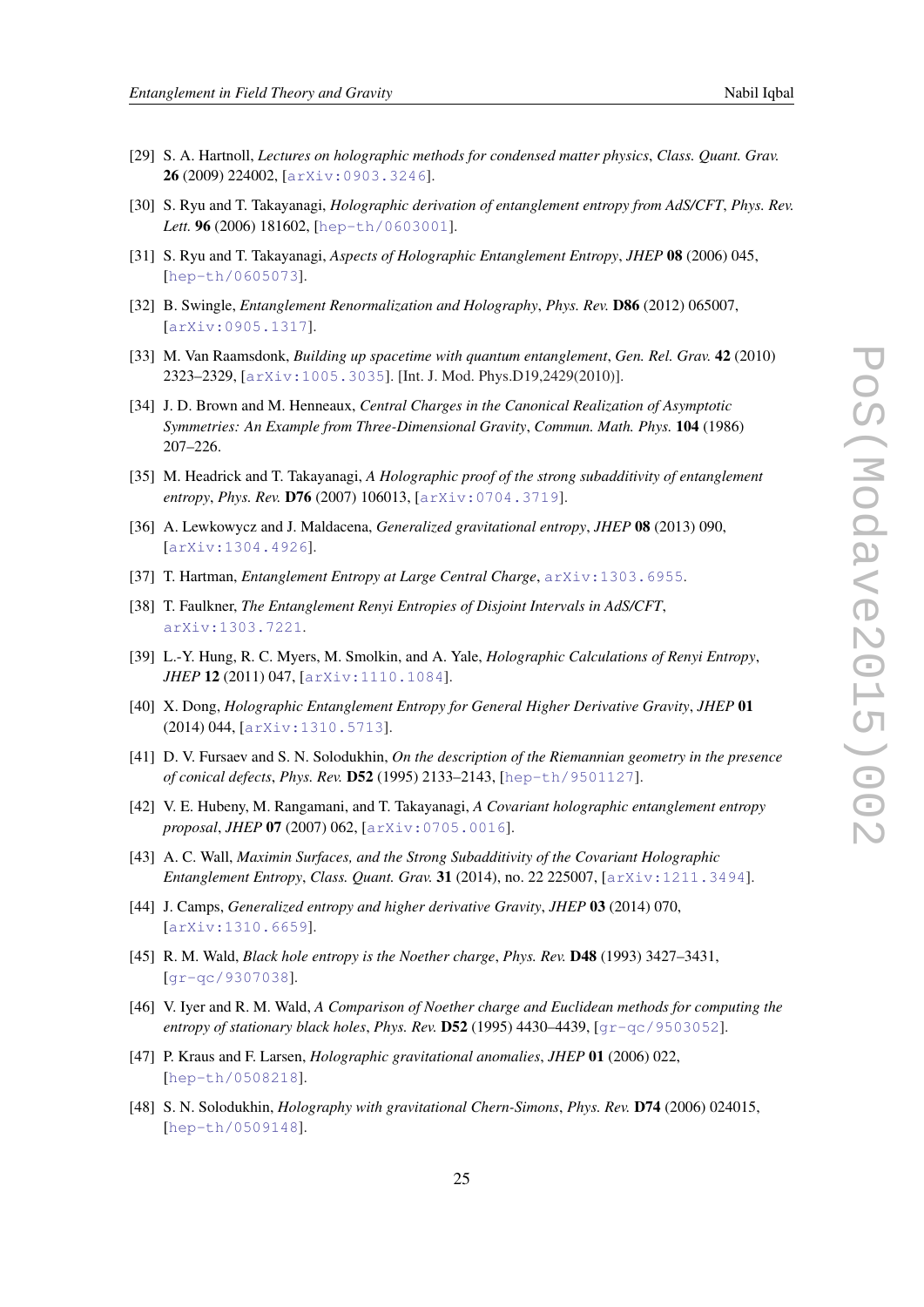[29] S. A. Hartnoll, *Lectures on holographic methods for condensed matter physics*, *Class. Quant. Grav.* **26** (2009) 224002, [arXiv:0903.3246].

[30] S. Ryu and T. Takayanagi, *Holographic derivation of entanglement entropy from AdS/CFT*, *Phys. Rev. Lett.* **96** (2006) 181602, [hep-th/0603001].

[31] S. Ryu and T. Takayanagi, *Aspects of Holographic Entanglement Entropy*, *JHEP* **08** (2006) 045, [hep-th/0605073].

[32] B. Swingle, *Entanglement Renormalization and Holography*, *Phys. Rev.* **D86** (2012) 065007, [arXiv:0905.1317].

[33] M. Van Raamsdonk, *Building up spacetime with quantum entanglement*, *Gen. Rel. Grav.* **42** (2010) 2323–2329, [arXiv:1005.3035]. [Int. J. Mod. Phys.D19,2429(2010)].

[34] J. D. Brown and M. Henneaux, *Central Charges in the Canonical Realization of Asymptotic Symmetries: An Example from Three-Dimensional Gravity*, *Commun. Math. Phys.* **104** (1986) 207–226.

[35] M. Headrick and T. Takayanagi, *A Holographic proof of the strong subadditivity of entanglement entropy*, *Phys. Rev.* **D76** (2007) 106013, [arXiv:0704.3719].

[36] A. Lewkowycz and J. Maldacena, *Generalized gravitational entropy*, *JHEP* **08** (2013) 090, [arXiv:1304.4926].

[37] T. Hartman, *Entanglement Entropy at Large Central Charge*, arXiv:1303.6955.

[38] T. Faulkner, *The Entanglement Renyi Entropies of Disjoint Intervals in AdS/CFT*, arXiv:1303.7221.

[39] L.-Y. Hung, R. C. Myers, M. Smolkin, and A. Yale, *Holographic Calculations of Renyi Entropy*, *JHEP* **12** (2011) 047, [arXiv:1110.1084].

[40] X. Dong, *Holographic Entanglement Entropy for General Higher Derivative Gravity*, *JHEP* **01** (2014) 044, [arXiv:1310.5713].

[41] D. V. Fursaev and S. N. Solodukhin, *On the description of the Riemannian geometry in the presence of conical defects*, *Phys. Rev.* **D52** (1995) 2133–2143, [hep-th/9501127].

[42] V. E. Hubeny, M. Rangamani, and T. Takayanagi, *A Covariant holographic entanglement entropy proposal*, *JHEP* **07** (2007) 062, [arXiv:0705.0016].

[43] A. C. Wall, *Maximin Surfaces, and the Strong Subadditivity of the Covariant Holographic Entanglement Entropy*, *Class. Quant. Grav.* **31** (2014), no. 22 225007, [arXiv:1211.3494].

[44] J. Camps, *Generalized entropy and higher derivative Gravity*, *JHEP* **03** (2014) 070, [arXiv:1310.6659].

[45] R. M. Wald, *Black hole entropy is the Noether charge*, *Phys. Rev.* **D48** (1993) 3427–3431, [gr-qc/9307038].

[46] V. Iyer and R. M. Wald, *A Comparison of Noether charge and Euclidean methods for computing the entropy of stationary black holes*, *Phys. Rev.* **D52** (1995) 4430–4439, [gr-qc/9503052].

[47] P. Kraus and F. Larsen, *Holographic gravitational anomalies*, *JHEP* **01** (2006) 022, [hep-th/0508218].

[48] S. N. Solodukhin, *Holography with gravitational Chern-Simons*, *Phys. Rev.* **D74** (2006) 024015, [hep-th/0509148].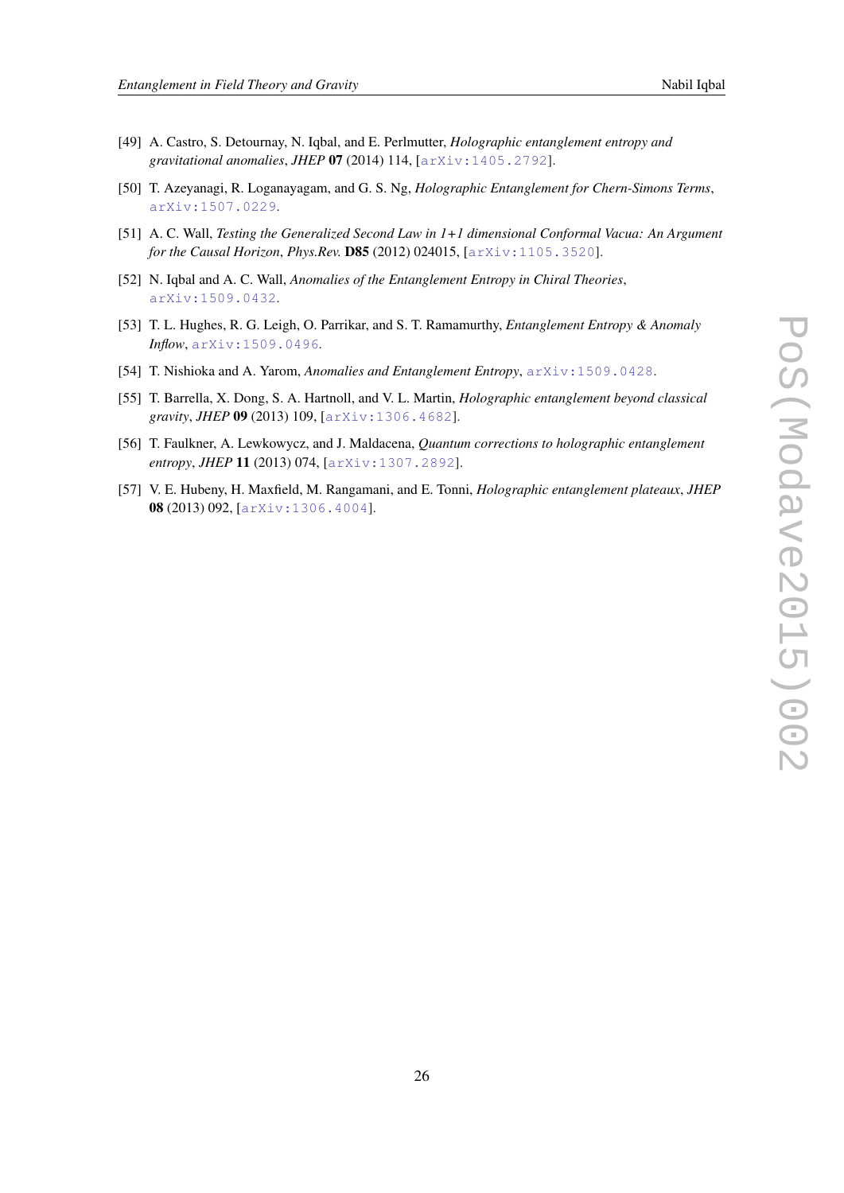[49] A. Castro, S. Detournay, N. Iqbal, and E. Perlmutter, *Holographic entanglement entropy and gravitational anomalies*, *JHEP* **07** (2014) 114, [arXiv:1405.2792].

[50] T. Azeyanagi, R. Loganayagam, and G. S. Ng, *Holographic Entanglement for Chern-Simons Terms*, arXiv:1507.0229.

[51] A. C. Wall, *Testing the Generalized Second Law in 1+1 dimensional Conformal Vacua: An Argument for the Causal Horizon*, *Phys.Rev.* **D85** (2012) 024015, [arXiv:1105.3520].

[52] N. Iqbal and A. C. Wall, *Anomalies of the Entanglement Entropy in Chiral Theories*, arXiv:1509.0432.

[53] T. L. Hughes, R. G. Leigh, O. Parrikar, and S. T. Ramamurthy, *Entanglement Entropy & Anomaly Inflow*, arXiv:1509.0496.

[54] T. Nishioka and A. Yarom, *Anomalies and Entanglement Entropy*, arXiv:1509.0428.

[55] T. Barrella, X. Dong, S. A. Hartnoll, and V. L. Martin, *Holographic entanglement beyond classical gravity*, *JHEP* **09** (2013) 109, [arXiv:1306.4682].

[56] T. Faulkner, A. Lewkowycz, and J. Maldacena, *Quantum corrections to holographic entanglement entropy*, *JHEP* **11** (2013) 074, [arXiv:1307.2892].

[57] V. E. Hubeny, H. Maxfield, M. Rangamani, and E. Tonni, *Holographic entanglement plateaux*, *JHEP* **08** (2013) 092, [arXiv:1306.4004].